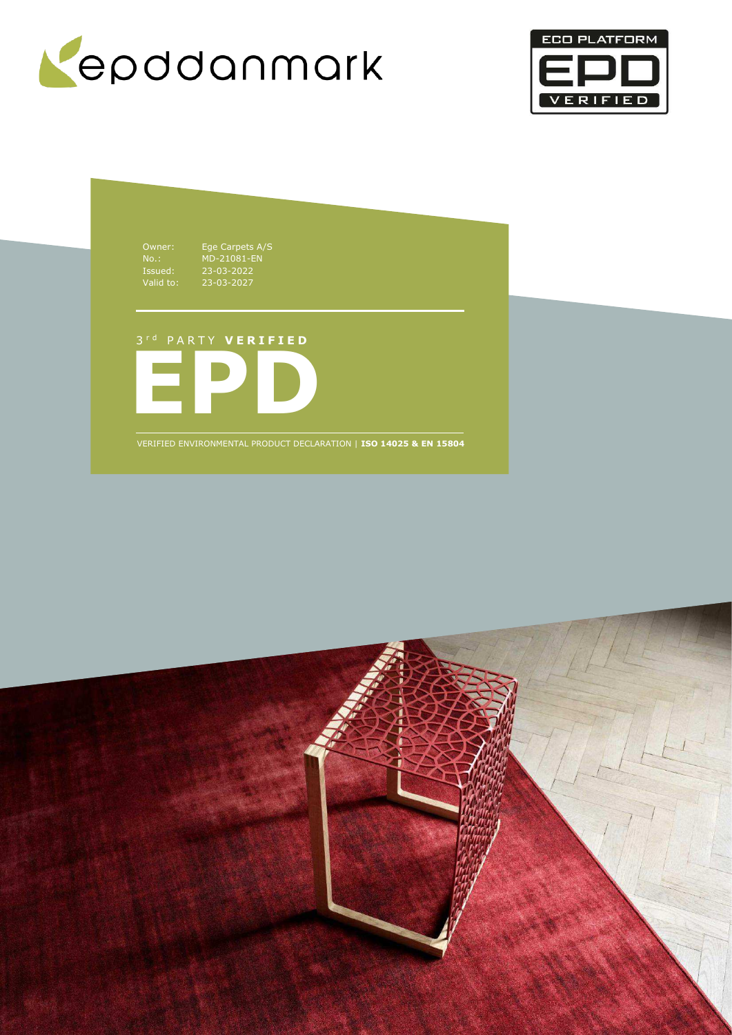epddanmark

ECO PLATFORM EPD VERIFIED

| | |
|---|---|
| Owner: | Ege Carpets A/S |
| No.: | MD-21081-EN |
| Issued: | 23-03-2022 |
| Valid to: | 23-03-2027 |

3rd PARTY **VERIFIED**

# EPD

VERIFIED ENVIRONMENTAL PRODUCT DECLARATION | **ISO 14025 & EN 15804**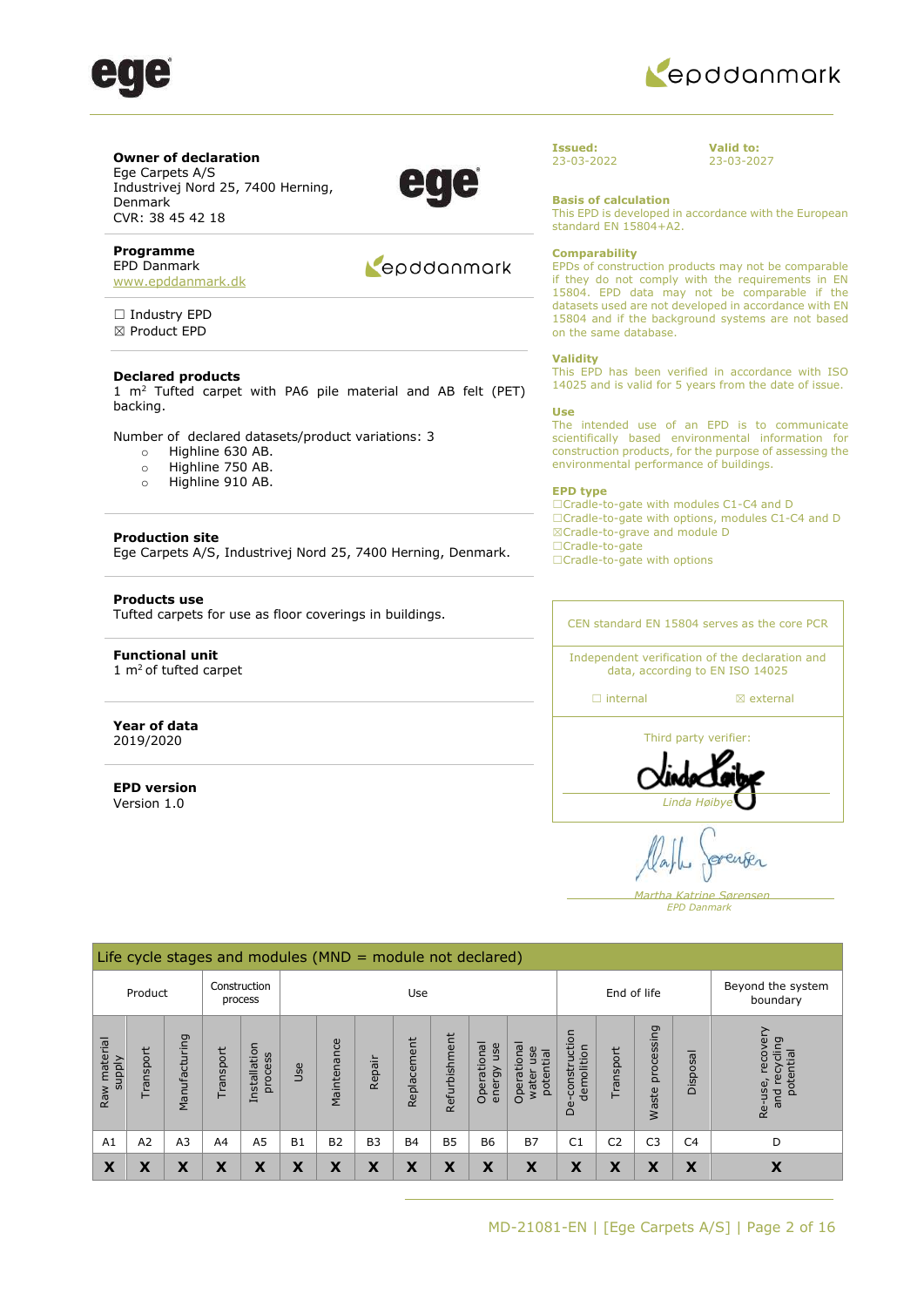**Owner of declaration**
Ege Carpets A/S
Industrivej Nord 25, 7400 Herning, Denmark
CVR: 38 45 42 18

**Programme**
EPD Danmark
www.epddanmark.dk

☐ Industry EPD
☒ Product EPD

**Declared products**
1 m² Tufted carpet with PA6 pile material and AB felt (PET) backing.

Number of declared datasets/product variations: 3

- Highline 630 AB.
- Highline 750 AB.
- Highline 910 AB.

**Production site**
Ege Carpets A/S, Industrivej Nord 25, 7400 Herning, Denmark.

**Products use**
Tufted carpets for use as floor coverings in buildings.

**Functional unit**
1 m² of tufted carpet

**Year of data**
2019/2020

**EPD version**
Version 1.0

**Issued:**
23-03-2022

**Valid to:**
23-03-2027

**Basis of calculation**
This EPD is developed in accordance with the European standard EN 15804+A2.

**Comparability**
EPDs of construction products may not be comparable if they do not comply with the requirements in EN 15804. EPD data may not be comparable if the datasets used are not developed in accordance with EN 15804 and if the background systems are not based on the same database.

**Validity**
This EPD has been verified in accordance with ISO 14025 and is valid for 5 years from the date of issue.

**Use**
The intended use of an EPD is to communicate scientifically based environmental information for construction products, for the purpose of assessing the environmental performance of buildings.

**EPD type**
☐Cradle-to-gate with modules C1-C4 and D
☐Cradle-to-gate with options, modules C1-C4 and D
☒Cradle-to-grave and module D
☐Cradle-to-gate
☐Cradle-to-gate with options

CEN standard EN 15804 serves as the core PCR

Independent verification of the declaration and data, according to EN ISO 14025

☐ internal ☒ external

Third party verifier:

*Linda Høibye*

*Martha Katrine Sørensen*
*EPD Danmark*

| Life cycle stages and modules (MND = module not declared) | | | | | | | | | | | | | | | | |
|---|---|---|---|---|---|---|---|---|---|---|---|---|---|---|---|---|
| Product | | | Construction process | | Use | | | | | | | End of life | | | | Beyond the system boundary |
| Raw material supply | Transport | Manufacturing | Transport | Installation process | Use | Maintenance | Repair | Replacement | Refurbishment | Operational energy use | Operational water use potential | De-construction demolition | Transport | Waste processing | Disposal | Re-use, recovery and recycling potential |
| A1 | A2 | A3 | A4 | A5 | B1 | B2 | B3 | B4 | B5 | B6 | B7 | C1 | C2 | C3 | C4 | D |
| X | X | X | X | X | X | X | X | X | X | X | X | X | X | X | X | X |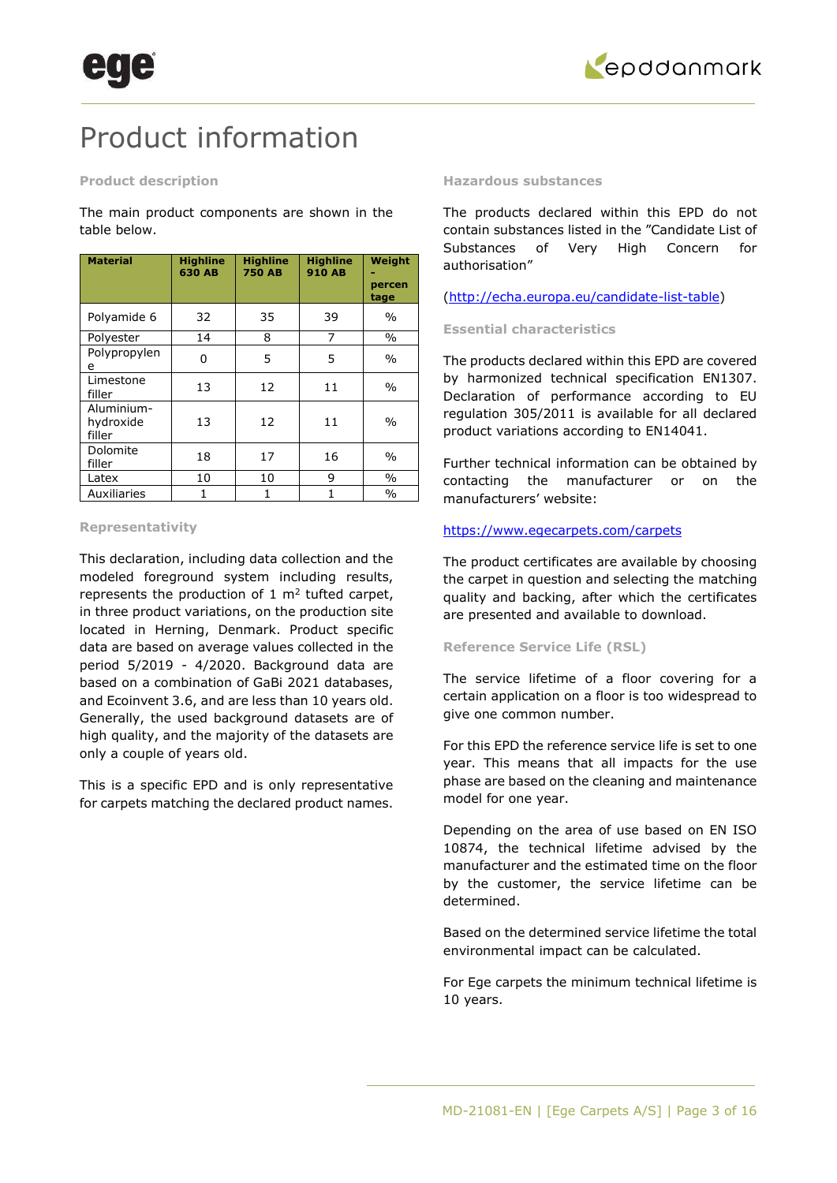# Product information

### Product description

The main product components are shown in the table below.

| Material | Highline 630 AB | Highline 750 AB | Highline 910 AB | Weight - percentage |
|---|---|---|---|---|
| Polyamide 6 | 32 | 35 | 39 | % |
| Polyester | 14 | 8 | 7 | % |
| Polypropylene | 0 | 5 | 5 | % |
| Limestone filler | 13 | 12 | 11 | % |
| Aluminium-hydroxide filler | 13 | 12 | 11 | % |
| Dolomite filler | 18 | 17 | 16 | % |
| Latex | 10 | 10 | 9 | % |
| Auxiliaries | 1 | 1 | 1 | % |

### Representativity

This declaration, including data collection and the modeled foreground system including results, represents the production of 1 m² tufted carpet, in three product variations, on the production site located in Herning, Denmark. Product specific data are based on average values collected in the period 5/2019 - 4/2020. Background data are based on a combination of GaBi 2021 databases, and Ecoinvent 3.6, and are less than 10 years old. Generally, the used background datasets are of high quality, and the majority of the datasets are only a couple of years old.

This is a specific EPD and is only representative for carpets matching the declared product names.

### Hazardous substances

The products declared within this EPD do not contain substances listed in the "Candidate List of Substances of Very High Concern for authorisation"

(http://echa.europa.eu/candidate-list-table)

### Essential characteristics

The products declared within this EPD are covered by harmonized technical specification EN1307. Declaration of performance according to EU regulation 305/2011 is available for all declared product variations according to EN14041.

Further technical information can be obtained by contacting the manufacturer or on the manufacturers' website:

https://www.egecarpets.com/carpets

The product certificates are available by choosing the carpet in question and selecting the matching quality and backing, after which the certificates are presented and available to download.

### Reference Service Life (RSL)

The service lifetime of a floor covering for a certain application on a floor is too widespread to give one common number.

For this EPD the reference service life is set to one year. This means that all impacts for the use phase are based on the cleaning and maintenance model for one year.

Depending on the area of use based on EN ISO 10874, the technical lifetime advised by the manufacturer and the estimated time on the floor by the customer, the service lifetime can be determined.

Based on the determined service lifetime the total environmental impact can be calculated.

For Ege carpets the minimum technical lifetime is 10 years.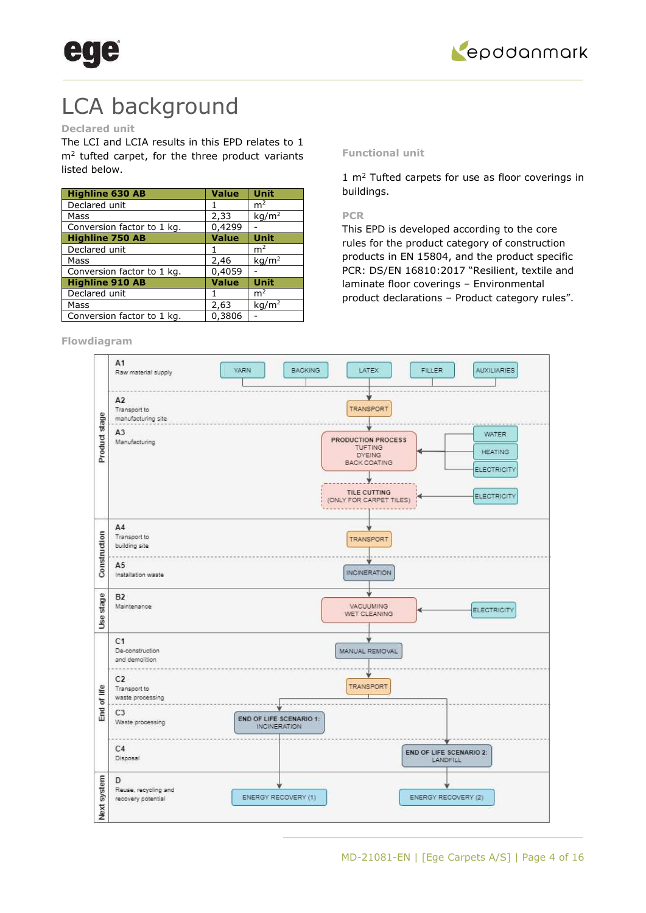# LCA background

### Declared unit

The LCI and LCIA results in this EPD relates to 1 m$^2$ tufted carpet, for the three product variants listed below.

| Highline 630 AB | Value | Unit |
|---|---|---|
| Declared unit | 1 | m$^2$ |
| Mass | 2,33 | kg/m$^2$ |
| Conversion factor to 1 kg. | 0,4299 | - |
| **Highline 750 AB** | **Value** | **Unit** |
| Declared unit | 1 | m$^2$ |
| Mass | 2,46 | kg/m$^2$ |
| Conversion factor to 1 kg. | 0,4059 | - |
| **Highline 910 AB** | **Value** | **Unit** |
| Declared unit | 1 | m$^2$ |
| Mass | 2,63 | kg/m$^2$ |
| Conversion factor to 1 kg. | 0,3806 | - |

### Functional unit

1 m$^2$ Tufted carpets for use as floor coverings in buildings.

### PCR

This EPD is developed according to the core rules for the product category of construction products in EN 15804, and the product specific PCR: DS/EN 16810:2017 "Resilient, textile and laminate floor coverings – Environmental product declarations – Product category rules".

### Flowdiagram

**Product stage**

- A1 Raw material supply: YARN, BACKING, LATEX, FILLER, AUXILIARIES
- A2 Transport to manufacturing site: TRANSPORT
- A3 Manufacturing: PRODUCTION PROCESS (TUFTING, DYEING, BACK COATING) ← WATER, HEATING, ELECTRICITY; TILE CUTTING (ONLY FOR CARPET TILES) ← ELECTRICITY

**Construction**

- A4 Transport to building site: TRANSPORT
- A5 Installation waste: INCINERATION

**Use stage**

- B2 Maintenance: VACUUMING, WET CLEANING ← ELECTRICITY

**End of life**

- C1 De-construction and demolition: MANUAL REMOVAL
- C2 Transport to waste processing: TRANSPORT
- C3 Waste processing: END OF LIFE SCENARIO 1: INCINERATION
- C4 Disposal: END OF LIFE SCENARIO 2: LANDFILL

**Next system**

- D Reuse, recycling and recovery potential: ENERGY RECOVERY (1), ENERGY RECOVERY (2)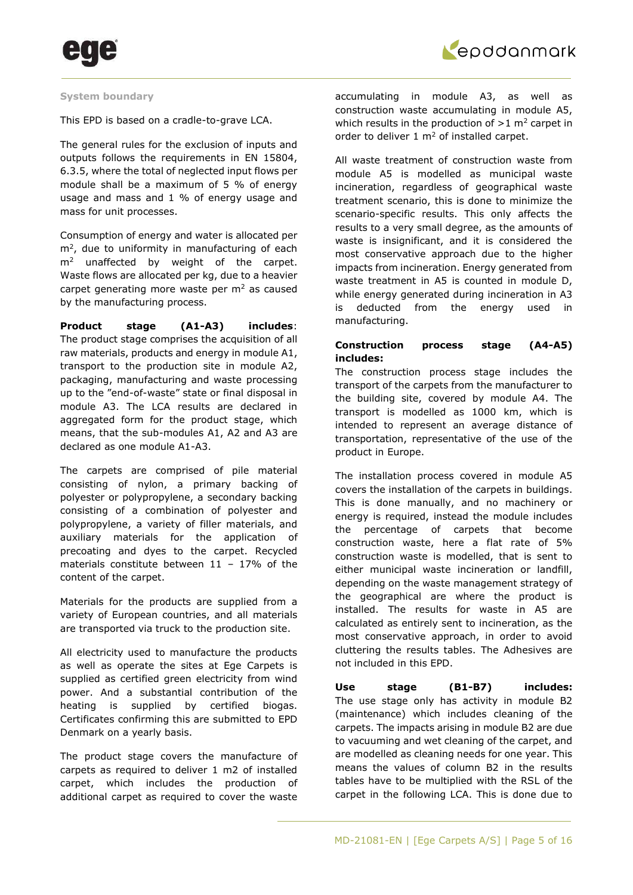### System boundary

This EPD is based on a cradle-to-grave LCA.

The general rules for the exclusion of inputs and outputs follows the requirements in EN 15804, 6.3.5, where the total of neglected input flows per module shall be a maximum of 5 % of energy usage and mass and 1 % of energy usage and mass for unit processes.

Consumption of energy and water is allocated per $m^2$, due to uniformity in manufacturing of each $m^2$ unaffected by weight of the carpet. Waste flows are allocated per kg, due to a heavier carpet generating more waste per $m^2$ as caused by the manufacturing process.

**Product stage (A1-A3) includes**: The product stage comprises the acquisition of all raw materials, products and energy in module A1, transport to the production site in module A2, packaging, manufacturing and waste processing up to the "end-of-waste" state or final disposal in module A3. The LCA results are declared in aggregated form for the product stage, which means, that the sub-modules A1, A2 and A3 are declared as one module A1-A3.

The carpets are comprised of pile material consisting of nylon, a primary backing of polyester or polypropylene, a secondary backing consisting of a combination of polyester and polypropylene, a variety of filler materials, and auxiliary materials for the application of precoating and dyes to the carpet. Recycled materials constitute between 11 – 17% of the content of the carpet.

Materials for the products are supplied from a variety of European countries, and all materials are transported via truck to the production site.

All electricity used to manufacture the products as well as operate the sites at Ege Carpets is supplied as certified green electricity from wind power. And a substantial contribution of the heating is supplied by certified biogas. Certificates confirming this are submitted to EPD Denmark on a yearly basis.

The product stage covers the manufacture of carpets as required to deliver 1 m2 of installed carpet, which includes the production of additional carpet as required to cover the waste accumulating in module A3, as well as construction waste accumulating in module A5, which results in the production of >1 $m^2$ carpet in order to deliver 1 $m^2$ of installed carpet.

All waste treatment of construction waste from module A5 is modelled as municipal waste incineration, regardless of geographical waste treatment scenario, this is done to minimize the scenario-specific results. This only affects the results to a very small degree, as the amounts of waste is insignificant, and it is considered the most conservative approach due to the higher impacts from incineration. Energy generated from waste treatment in A5 is counted in module D, while energy generated during incineration in A3 is deducted from the energy used in manufacturing.

**Construction process stage (A4-A5) includes:**
The construction process stage includes the transport of the carpets from the manufacturer to the building site, covered by module A4. The transport is modelled as 1000 km, which is intended to represent an average distance of transportation, representative of the use of the product in Europe.

The installation process covered in module A5 covers the installation of the carpets in buildings. This is done manually, and no machinery or energy is required, instead the module includes the percentage of carpets that become construction waste, here a flat rate of 5% construction waste is modelled, that is sent to either municipal waste incineration or landfill, depending on the waste management strategy of the geographical are where the product is installed. The results for waste in A5 are calculated as entirely sent to incineration, as the most conservative approach, in order to avoid cluttering the results tables. The Adhesives are not included in this EPD.

**Use stage (B1-B7) includes:**
The use stage only has activity in module B2 (maintenance) which includes cleaning of the carpets. The impacts arising in module B2 are due to vacuuming and wet cleaning of the carpet, and are modelled as cleaning needs for one year. This means the values of column B2 in the results tables have to be multiplied with the RSL of the carpet in the following LCA. This is done due to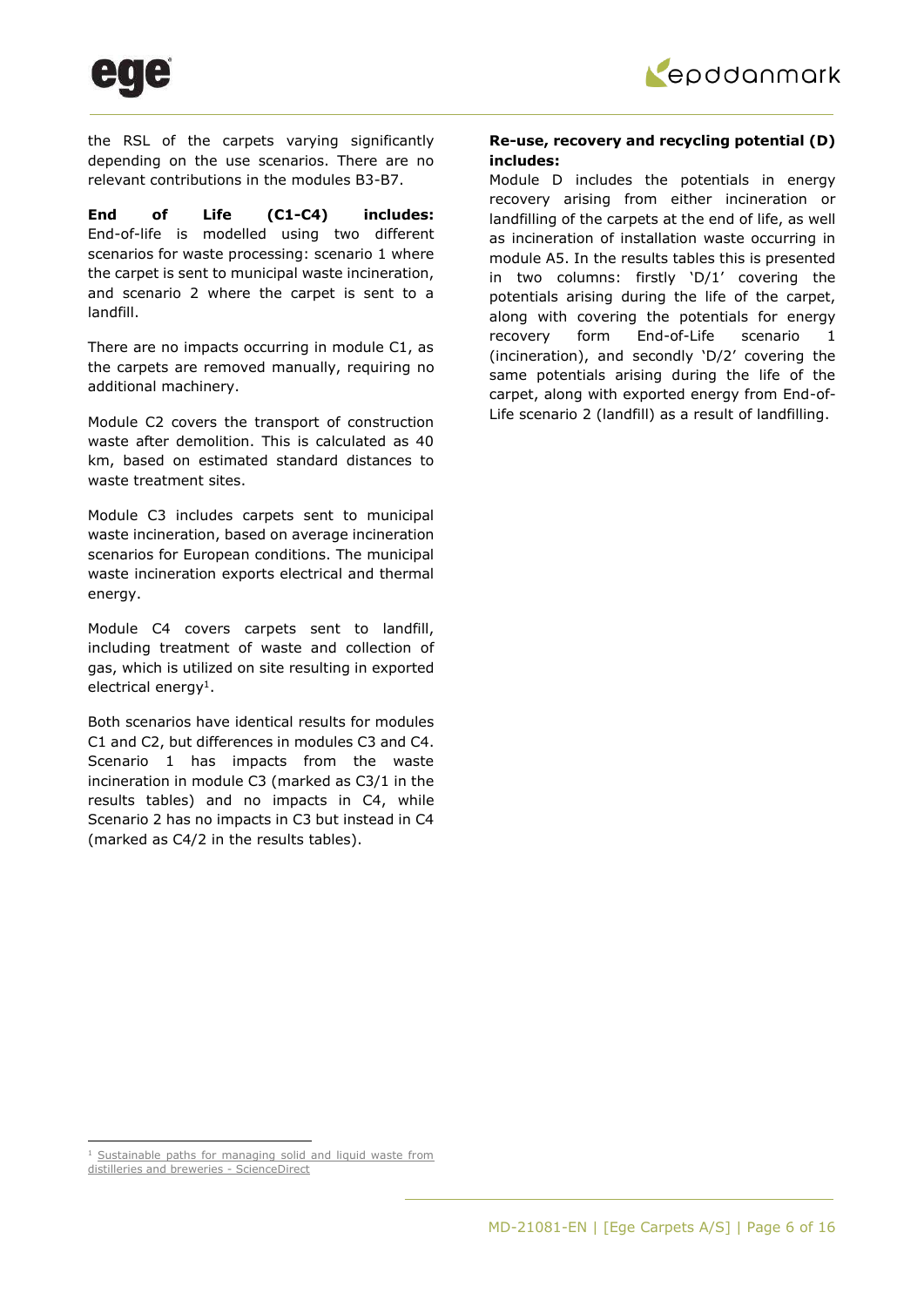the RSL of the carpets varying significantly depending on the use scenarios. There are no relevant contributions in the modules B3-B7.

**End of Life (C1-C4) includes:** End-of-life is modelled using two different scenarios for waste processing: scenario 1 where the carpet is sent to municipal waste incineration, and scenario 2 where the carpet is sent to a landfill.

There are no impacts occurring in module C1, as the carpets are removed manually, requiring no additional machinery.

Module C2 covers the transport of construction waste after demolition. This is calculated as 40 km, based on estimated standard distances to waste treatment sites.

Module C3 includes carpets sent to municipal waste incineration, based on average incineration scenarios for European conditions. The municipal waste incineration exports electrical and thermal energy.

Module C4 covers carpets sent to landfill, including treatment of waste and collection of gas, which is utilized on site resulting in exported electrical energy[1].

Both scenarios have identical results for modules C1 and C2, but differences in modules C3 and C4. Scenario 1 has impacts from the waste incineration in module C3 (marked as C3/1 in the results tables) and no impacts in C4, while Scenario 2 has no impacts in C3 but instead in C4 (marked as C4/2 in the results tables).

**Re-use, recovery and recycling potential (D) includes:**
Module D includes the potentials in energy recovery arising from either incineration or landfilling of the carpets at the end of life, as well as incineration of installation waste occurring in module A5. In the results tables this is presented in two columns: firstly 'D/1' covering the potentials arising during the life of the carpet, along with covering the potentials for energy recovery form End-of-Life scenario 1 (incineration), and secondly 'D/2' covering the same potentials arising during the life of the carpet, along with exported energy from End-of-Life scenario 2 (landfill) as a result of landfilling.

[1] Sustainable paths for managing solid and liquid waste from distilleries and breweries - ScienceDirect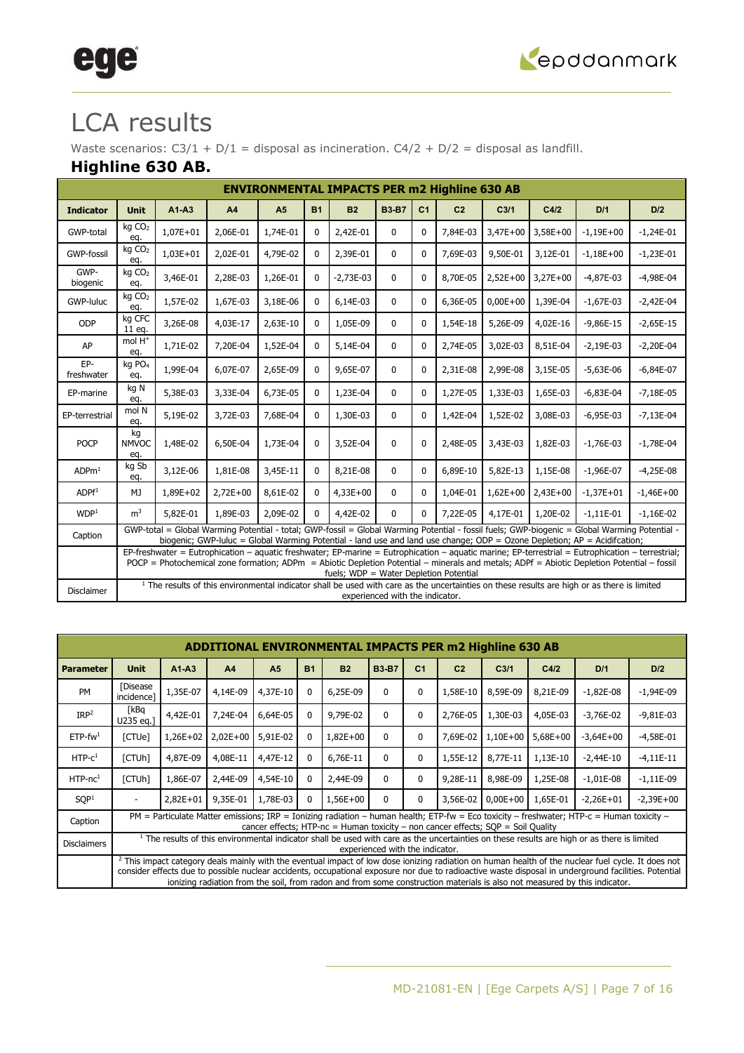# LCA results

Waste scenarios: C3/1 + D/1 = disposal as incineration. C4/2 + D/2 = disposal as landfill.

## Highline 630 AB.

| ENVIRONMENTAL IMPACTS PER m2 Highline 630 AB | | | | | | | | | | | | | |
|---|---|---|---|---|---|---|---|---|---|---|---|---|---|
| **Indicator** | **Unit** | **A1-A3** | **A4** | **A5** | **B1** | **B2** | **B3-B7** | **C1** | **C2** | **C3/1** | **C4/2** | **D/1** | **D/2** |
| GWP-total | kg $CO_2$ eq. | 1,07E+01 | 2,06E-01 | 1,74E-01 | 0 | 2,42E-01 | 0 | 0 | 7,84E-03 | 3,47E+00 | 3,58E+00 | -1,19E+00 | -1,24E-01 |
| GWP-fossil | kg $CO_2$ eq. | 1,03E+01 | 2,02E-01 | 4,79E-02 | 0 | 2,39E-01 | 0 | 0 | 7,69E-03 | 9,50E-01 | 3,12E-01 | -1,18E+00 | -1,23E-01 |
| GWP-biogenic | kg $CO_2$ eq. | 3,46E-01 | 2,28E-03 | 1,26E-01 | 0 | -2,73E-03 | 0 | 0 | 8,70E-05 | 2,52E+00 | 3,27E+00 | -4,87E-03 | -4,98E-04 |
| GWP-luluc | kg $CO_2$ eq. | 1,57E-02 | 1,67E-03 | 3,18E-06 | 0 | 6,14E-03 | 0 | 0 | 6,36E-05 | 0,00E+00 | 1,39E-04 | -1,67E-03 | -2,42E-04 |
| ODP | kg CFC 11 eq. | 3,26E-08 | 4,03E-17 | 2,63E-10 | 0 | 1,05E-09 | 0 | 0 | 1,54E-18 | 5,26E-09 | 4,02E-16 | -9,86E-15 | -2,65E-15 |
| AP | mol $H^+$ eq. | 1,71E-02 | 7,20E-04 | 1,52E-04 | 0 | 5,14E-04 | 0 | 0 | 2,74E-05 | 3,02E-03 | 8,51E-04 | -2,19E-03 | -2,20E-04 |
| EP-freshwater | kg $PO_4$ eq. | 1,99E-04 | 6,07E-07 | 2,65E-09 | 0 | 9,65E-07 | 0 | 0 | 2,31E-08 | 2,99E-08 | 3,15E-05 | -5,63E-06 | -6,84E-07 |
| EP-marine | kg N eq. | 5,38E-03 | 3,33E-04 | 6,73E-05 | 0 | 1,23E-04 | 0 | 0 | 1,27E-05 | 1,33E-03 | 1,65E-03 | -6,83E-04 | -7,18E-05 |
| EP-terrestrial | mol N eq. | 5,19E-02 | 3,72E-03 | 7,68E-04 | 0 | 1,30E-03 | 0 | 0 | 1,42E-04 | 1,52E-02 | 3,08E-03 | -6,95E-03 | -7,13E-04 |
| POCP | kg NMVOC eq. | 1,48E-02 | 6,50E-04 | 1,73E-04 | 0 | 3,52E-04 | 0 | 0 | 2,48E-05 | 3,43E-03 | 1,82E-03 | -1,76E-03 | -1,78E-04 |
| ADPm[1] | kg Sb eq. | 3,12E-06 | 1,81E-08 | 3,45E-11 | 0 | 8,21E-08 | 0 | 0 | 6,89E-10 | 5,82E-13 | 1,15E-08 | -1,96E-07 | -4,25E-08 |
| ADPf[1] | MJ | 1,89E+02 | 2,72E+00 | 8,61E-02 | 0 | 4,33E+00 | 0 | 0 | 1,04E-01 | 1,62E+00 | 2,43E+00 | -1,37E+01 | -1,46E+00 |
| WDP[1] | $m^3$ | 5,82E-01 | 1,89E-03 | 2,09E-02 | 0 | 4,42E-02 | 0 | 0 | 7,22E-05 | 4,17E-01 | 1,20E-02 | -1,11E-01 | -1,16E-02 |
| Caption | GWP-total = Global Warming Potential - total; GWP-fossil = Global Warming Potential - fossil fuels; GWP-biogenic = Global Warming Potential - biogenic; GWP-luluc = Global Warming Potential - land use and land use change; ODP = Ozone Depletion; AP = Acidifcation; | | | | | | | | | | | | |
| | EP-freshwater = Eutrophication – aquatic freshwater; EP-marine = Eutrophication – aquatic marine; EP-terrestrial = Eutrophication – terrestrial; POCP = Photochemical zone formation; ADPm = Abiotic Depletion Potential – minerals and metals; ADPf = Abiotic Depletion Potential – fossil fuels; WDP = Water Depletion Potential | | | | | | | | | | | | |
| Disclaimer | [1] The results of this environmental indicator shall be used with care as the uncertainties on these results are high or as there is limited experienced with the indicator. | | | | | | | | | | | | |

| ADDITIONAL ENVIRONMENTAL IMPACTS PER m2 Highline 630 AB | | | | | | | | | | | | | |
|---|---|---|---|---|---|---|---|---|---|---|---|---|---|
| **Parameter** | **Unit** | **A1-A3** | **A4** | **A5** | **B1** | **B2** | **B3-B7** | **C1** | **C2** | **C3/1** | **C4/2** | **D/1** | **D/2** |
| PM | [Disease incidence] | 1,35E-07 | 4,14E-09 | 4,37E-10 | 0 | 6,25E-09 | 0 | 0 | 1,58E-10 | 8,59E-09 | 8,21E-09 | -1,82E-08 | -1,94E-09 |
| IRP[2] | [kBq U235 eq.] | 4,42E-01 | 7,24E-04 | 6,64E-05 | 0 | 9,79E-02 | 0 | 0 | 2,76E-05 | 1,30E-03 | 4,05E-03 | -3,76E-02 | -9,81E-03 |
| ETP-fw[1] | [CTUe] | 1,26E+02 | 2,02E+00 | 5,91E-02 | 0 | 1,82E+00 | 0 | 0 | 7,69E-02 | 1,10E+00 | 5,68E+00 | -3,64E+00 | -4,58E-01 |
| HTP-c[1] | [CTUh] | 4,87E-09 | 4,08E-11 | 4,47E-12 | 0 | 6,76E-11 | 0 | 0 | 1,55E-12 | 8,77E-11 | 1,13E-10 | -2,44E-10 | -4,11E-11 |
| HTP-nc[1] | [CTUh] | 1,86E-07 | 2,44E-09 | 4,54E-10 | 0 | 2,44E-09 | 0 | 0 | 9,28E-11 | 8,98E-09 | 1,25E-08 | -1,01E-08 | -1,11E-09 |
| SQP[1] | - | 2,82E+01 | 9,35E-01 | 1,78E-03 | 0 | 1,56E+00 | 0 | 0 | 3,56E-02 | 0,00E+00 | 1,65E-01 | -2,26E+01 | -2,39E+00 |
| Caption | PM = Particulate Matter emissions; IRP = Ionizing radiation – human health; ETP-fw = Eco toxicity – freshwater; HTP-c = Human toxicity – cancer effects; HTP-nc = Human toxicity – non cancer effects; SQP = Soil Quality | | | | | | | | | | | | |
| Disclaimers | [1] The results of this environmental indicator shall be used with care as the uncertainties on these results are high or as there is limited experienced with the indicator. | | | | | | | | | | | | |
| | [2] This impact category deals mainly with the eventual impact of low dose ionizing radiation on human health of the nuclear fuel cycle. It does not consider effects due to possible nuclear accidents, occupational exposure nor due to radioactive waste disposal in underground facilities. Potential ionizing radiation from the soil, from radon and from some construction materials is also not measured by this indicator. | | | | | | | | | | | | |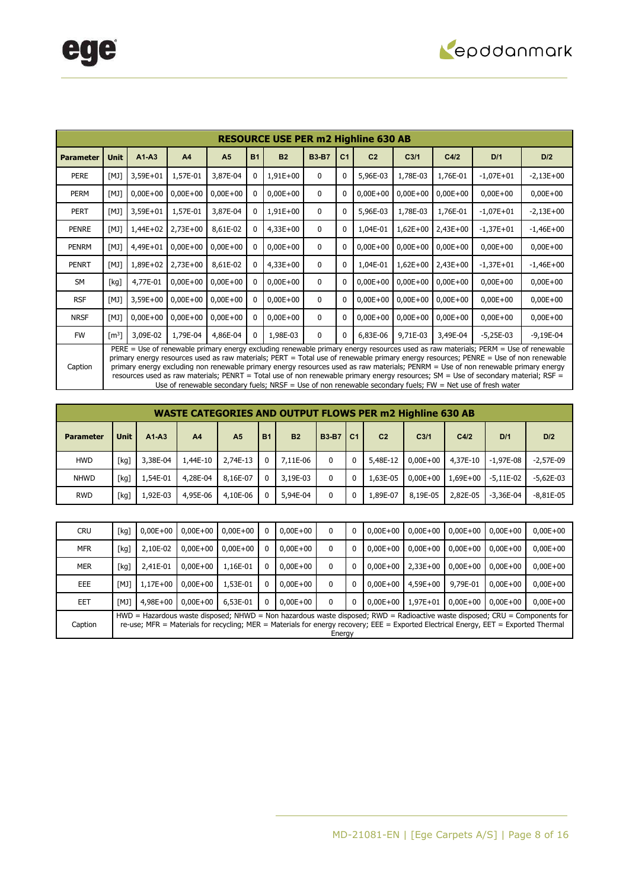| RESOURCE USE PER m2 Highline 630 AB | | | | | | | | | | | | |
|---|---|---|---|---|---|---|---|---|---|---|---|---|
| Parameter | Unit | A1-A3 | A4 | A5 | B1 | B2 | B3-B7 | C1 | C2 | C3/1 | C4/2 | D/1 | D/2 |
| PERE | [MJ] | 3,59E+01 | 1,57E-01 | 3,87E-04 | 0 | 1,91E+00 | 0 | 0 | 5,96E-03 | 1,78E-03 | 1,76E-01 | -1,07E+01 | -2,13E+00 |
| PERM | [MJ] | 0,00E+00 | 0,00E+00 | 0,00E+00 | 0 | 0,00E+00 | 0 | 0 | 0,00E+00 | 0,00E+00 | 0,00E+00 | 0,00E+00 | 0,00E+00 |
| PERT | [MJ] | 3,59E+01 | 1,57E-01 | 3,87E-04 | 0 | 1,91E+00 | 0 | 0 | 5,96E-03 | 1,78E-03 | 1,76E-01 | -1,07E+01 | -2,13E+00 |
| PENRE | [MJ] | 1,44E+02 | 2,73E+00 | 8,61E-02 | 0 | 4,33E+00 | 0 | 0 | 1,04E-01 | 1,62E+00 | 2,43E+00 | -1,37E+01 | -1,46E+00 |
| PENRM | [MJ] | 4,49E+01 | 0,00E+00 | 0,00E+00 | 0 | 0,00E+00 | 0 | 0 | 0,00E+00 | 0,00E+00 | 0,00E+00 | 0,00E+00 | 0,00E+00 |
| PENRT | [MJ] | 1,89E+02 | 2,73E+00 | 8,61E-02 | 0 | 4,33E+00 | 0 | 0 | 1,04E-01 | 1,62E+00 | 2,43E+00 | -1,37E+01 | -1,46E+00 |
| SM | [kg] | 4,77E-01 | 0,00E+00 | 0,00E+00 | 0 | 0,00E+00 | 0 | 0 | 0,00E+00 | 0,00E+00 | 0,00E+00 | 0,00E+00 | 0,00E+00 |
| RSF | [MJ] | 3,59E+00 | 0,00E+00 | 0,00E+00 | 0 | 0,00E+00 | 0 | 0 | 0,00E+00 | 0,00E+00 | 0,00E+00 | 0,00E+00 | 0,00E+00 |
| NRSF | [MJ] | 0,00E+00 | 0,00E+00 | 0,00E+00 | 0 | 0,00E+00 | 0 | 0 | 0,00E+00 | 0,00E+00 | 0,00E+00 | 0,00E+00 | 0,00E+00 |
| FW | [m$^3$] | 3,09E-02 | 1,79E-04 | 4,86E-04 | 0 | 1,98E-03 | 0 | 0 | 6,83E-06 | 9,71E-03 | 3,49E-04 | -5,25E-03 | -9,19E-04 |
| Caption | PERE = Use of renewable primary energy excluding renewable primary energy resources used as raw materials; PERM = Use of renewable primary energy resources used as raw materials; PERT = Total use of renewable primary energy resources; PENRE = Use of non renewable primary energy excluding non renewable primary energy resources used as raw materials; PENRM = Use of non renewable primary energy resources used as raw materials; PENRT = Total use of non renewable primary energy resources; SM = Use of secondary material; RSF = Use of renewable secondary fuels; NRSF = Use of non renewable secondary fuels; FW = Net use of fresh water | | | | | | | | | | | | |

| WASTE CATEGORIES AND OUTPUT FLOWS PER m2 Highline 630 AB | | | | | | | | | | | | | |
|---|---|---|---|---|---|---|---|---|---|---|---|---|---|
| Parameter | Unit | A1-A3 | A4 | A5 | B1 | B2 | B3-B7 | C1 | C2 | C3/1 | C4/2 | D/1 | D/2 |
| HWD | [kg] | 3,38E-04 | 1,44E-10 | 2,74E-13 | 0 | 7,11E-06 | 0 | 0 | 5,48E-12 | 0,00E+00 | 4,37E-10 | -1,97E-08 | -2,57E-09 |
| NHWD | [kg] | 1,54E-01 | 4,28E-04 | 8,16E-07 | 0 | 3,19E-03 | 0 | 0 | 1,63E-05 | 0,00E+00 | 1,69E+00 | -5,11E-02 | -5,62E-03 |
| RWD | [kg] | 1,92E-03 | 4,95E-06 | 4,10E-06 | 0 | 5,94E-04 | 0 | 0 | 1,89E-07 | 8,19E-05 | 2,82E-05 | -3,36E-04 | -8,81E-05 |
| CRU | [kg] | 0,00E+00 | 0,00E+00 | 0,00E+00 | 0 | 0,00E+00 | 0 | 0 | 0,00E+00 | 0,00E+00 | 0,00E+00 | 0,00E+00 | 0,00E+00 |
| MFR | [kg] | 2,10E-02 | 0,00E+00 | 0,00E+00 | 0 | 0,00E+00 | 0 | 0 | 0,00E+00 | 0,00E+00 | 0,00E+00 | 0,00E+00 | 0,00E+00 |
| MER | [kg] | 2,41E-01 | 0,00E+00 | 1,16E-01 | 0 | 0,00E+00 | 0 | 0 | 0,00E+00 | 2,33E+00 | 0,00E+00 | 0,00E+00 | 0,00E+00 |
| EEE | [MJ] | 1,17E+00 | 0,00E+00 | 1,53E-01 | 0 | 0,00E+00 | 0 | 0 | 0,00E+00 | 4,59E+00 | 9,79E-01 | 0,00E+00 | 0,00E+00 |
| EET | [MJ] | 4,98E+00 | 0,00E+00 | 6,53E-01 | 0 | 0,00E+00 | 0 | 0 | 0,00E+00 | 1,97E+01 | 0,00E+00 | 0,00E+00 | 0,00E+00 |
| Caption | HWD = Hazardous waste disposed; NHWD = Non hazardous waste disposed; RWD = Radioactive waste disposed; CRU = Components for re-use; MFR = Materials for recycling; MER = Materials for energy recovery; EEE = Exported Electrical Energy, EET = Exported Thermal Energy | | | | | | | | | | | | |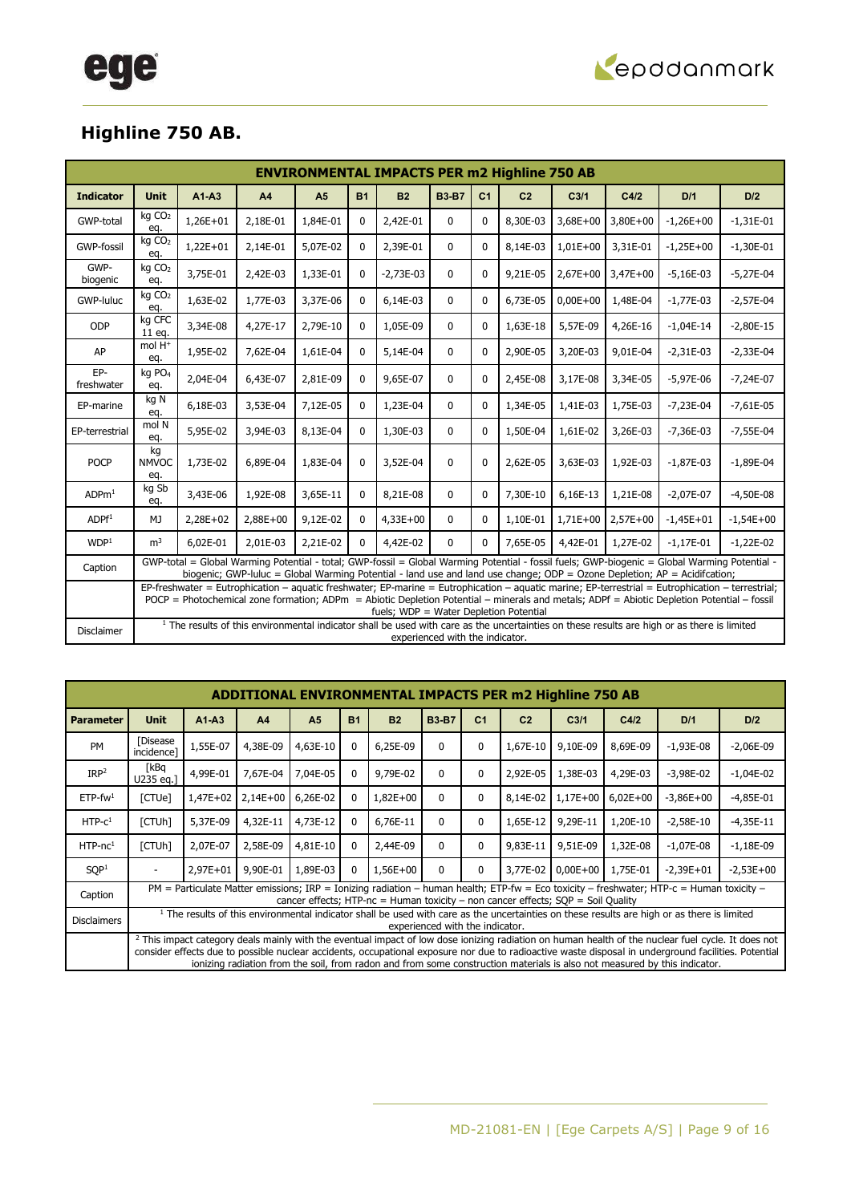## Highline 750 AB.

| ENVIRONMENTAL IMPACTS PER m2 Highline 750 AB | | | | | | | | | | | | | |
|---|---|---|---|---|---|---|---|---|---|---|---|---|---|
| **Indicator** | **Unit** | **A1-A3** | **A4** | **A5** | **B1** | **B2** | **B3-B7** | **C1** | **C2** | **C3/1** | **C4/2** | **D/1** | **D/2** |
| GWP-total | kg $CO_2$ eq. | 1,26E+01 | 2,18E-01 | 1,84E-01 | 0 | 2,42E-01 | 0 | 0 | 8,30E-03 | 3,68E+00 | 3,80E+00 | -1,26E+00 | -1,31E-01 |
| GWP-fossil | kg $CO_2$ eq. | 1,22E+01 | 2,14E-01 | 5,07E-02 | 0 | 2,39E-01 | 0 | 0 | 8,14E-03 | 1,01E+00 | 3,31E-01 | -1,25E+00 | -1,30E-01 |
| GWP-biogenic | kg $CO_2$ eq. | 3,75E-01 | 2,42E-03 | 1,33E-01 | 0 | -2,73E-03 | 0 | 0 | 9,21E-05 | 2,67E+00 | 3,47E+00 | -5,16E-03 | -5,27E-04 |
| GWP-luluc | kg $CO_2$ eq. | 1,63E-02 | 1,77E-03 | 3,37E-06 | 0 | 6,14E-03 | 0 | 0 | 6,73E-05 | 0,00E+00 | 1,48E-04 | -1,77E-03 | -2,57E-04 |
| ODP | kg CFC 11 eq. | 3,34E-08 | 4,27E-17 | 2,79E-10 | 0 | 1,05E-09 | 0 | 0 | 1,63E-18 | 5,57E-09 | 4,26E-16 | -1,04E-14 | -2,80E-15 |
| AP | mol $H^+$ eq. | 1,95E-02 | 7,62E-04 | 1,61E-04 | 0 | 5,14E-04 | 0 | 0 | 2,90E-05 | 3,20E-03 | 9,01E-04 | -2,31E-03 | -2,33E-04 |
| EP-freshwater | kg $PO_4$ eq. | 2,04E-04 | 6,43E-07 | 2,81E-09 | 0 | 9,65E-07 | 0 | 0 | 2,45E-08 | 3,17E-08 | 3,34E-05 | -5,97E-06 | -7,24E-07 |
| EP-marine | kg N eq. | 6,18E-03 | 3,53E-04 | 7,12E-05 | 0 | 1,23E-04 | 0 | 0 | 1,34E-05 | 1,41E-03 | 1,75E-03 | -7,23E-04 | -7,61E-05 |
| EP-terrestrial | mol N eq. | 5,95E-02 | 3,94E-03 | 8,13E-04 | 0 | 1,30E-03 | 0 | 0 | 1,50E-04 | 1,61E-02 | 3,26E-03 | -7,36E-03 | -7,55E-04 |
| POCP | kg NMVOC eq. | 1,73E-02 | 6,89E-04 | 1,83E-04 | 0 | 3,52E-04 | 0 | 0 | 2,62E-05 | 3,63E-03 | 1,92E-03 | -1,87E-03 | -1,89E-04 |
| ADPm[1] | kg Sb eq. | 3,43E-06 | 1,92E-08 | 3,65E-11 | 0 | 8,21E-08 | 0 | 0 | 7,30E-10 | 6,16E-13 | 1,21E-08 | -2,07E-07 | -4,50E-08 |
| ADPf[1] | MJ | 2,28E+02 | 2,88E+00 | 9,12E-02 | 0 | 4,33E+00 | 0 | 0 | 1,10E-01 | 1,71E+00 | 2,57E+00 | -1,45E+01 | -1,54E+00 |
| WDP[1] | $m^3$ | 6,02E-01 | 2,01E-03 | 2,21E-02 | 0 | 4,42E-02 | 0 | 0 | 7,65E-05 | 4,42E-01 | 1,27E-02 | -1,17E-01 | -1,22E-02 |
| Caption | GWP-total = Global Warming Potential - total; GWP-fossil = Global Warming Potential - fossil fuels; GWP-biogenic = Global Warming Potential - biogenic; GWP-luluc = Global Warming Potential - land use and land use change; ODP = Ozone Depletion; AP = Acidifcation; | | | | | | | | | | | | |
| | EP-freshwater = Eutrophication – aquatic freshwater; EP-marine = Eutrophication – aquatic marine; EP-terrestrial = Eutrophication – terrestrial; POCP = Photochemical zone formation; ADPm = Abiotic Depletion Potential – minerals and metals; ADPf = Abiotic Depletion Potential – fossil fuels; WDP = Water Depletion Potential | | | | | | | | | | | | |
| Disclaimer | [1] The results of this environmental indicator shall be used with care as the uncertainties on these results are high or as there is limited experienced with the indicator. | | | | | | | | | | | | |

| ADDITIONAL ENVIRONMENTAL IMPACTS PER m2 Highline 750 AB | | | | | | | | | | | | | |
|---|---|---|---|---|---|---|---|---|---|---|---|---|---|
| **Parameter** | **Unit** | **A1-A3** | **A4** | **A5** | **B1** | **B2** | **B3-B7** | **C1** | **C2** | **C3/1** | **C4/2** | **D/1** | **D/2** |
| PM | [Disease incidence] | 1,55E-07 | 4,38E-09 | 4,63E-10 | 0 | 6,25E-09 | 0 | 0 | 1,67E-10 | 9,10E-09 | 8,69E-09 | -1,93E-08 | -2,06E-09 |
| IRP[2] | [kBq U235 eq.] | 4,99E-01 | 7,67E-04 | 7,04E-05 | 0 | 9,79E-02 | 0 | 0 | 2,92E-05 | 1,38E-03 | 4,29E-03 | -3,98E-02 | -1,04E-02 |
| ETP-fw[1] | [CTUe] | 1,47E+02 | 2,14E+00 | 6,26E-02 | 0 | 1,82E+00 | 0 | 0 | 8,14E-02 | 1,17E+00 | 6,02E+00 | -3,86E+00 | -4,85E-01 |
| HTP-c[1] | [CTUh] | 5,37E-09 | 4,32E-11 | 4,73E-12 | 0 | 6,76E-11 | 0 | 0 | 1,65E-12 | 9,29E-11 | 1,20E-10 | -2,58E-10 | -4,35E-11 |
| HTP-nc[1] | [CTUh] | 2,07E-07 | 2,58E-09 | 4,81E-10 | 0 | 2,44E-09 | 0 | 0 | 9,83E-11 | 9,51E-09 | 1,32E-08 | -1,07E-08 | -1,18E-09 |
| SQP[1] | - | 2,97E+01 | 9,90E-01 | 1,89E-03 | 0 | 1,56E+00 | 0 | 0 | 3,77E-02 | 0,00E+00 | 1,75E-01 | -2,39E+01 | -2,53E+00 |
| Caption | PM = Particulate Matter emissions; IRP = Ionizing radiation – human health; ETP-fw = Eco toxicity – freshwater; HTP-c = Human toxicity – cancer effects; HTP-nc = Human toxicity – non cancer effects; SQP = Soil Quality | | | | | | | | | | | | |
| Disclaimers | [1] The results of this environmental indicator shall be used with care as the uncertainties on these results are high or as there is limited experienced with the indicator. | | | | | | | | | | | | |
| | [2] This impact category deals mainly with the eventual impact of low dose ionizing radiation on human health of the nuclear fuel cycle. It does not consider effects due to possible nuclear accidents, occupational exposure nor due to radioactive waste disposal in underground facilities. Potential ionizing radiation from the soil, from radon and from some construction materials is also not measured by this indicator. | | | | | | | | | | | | |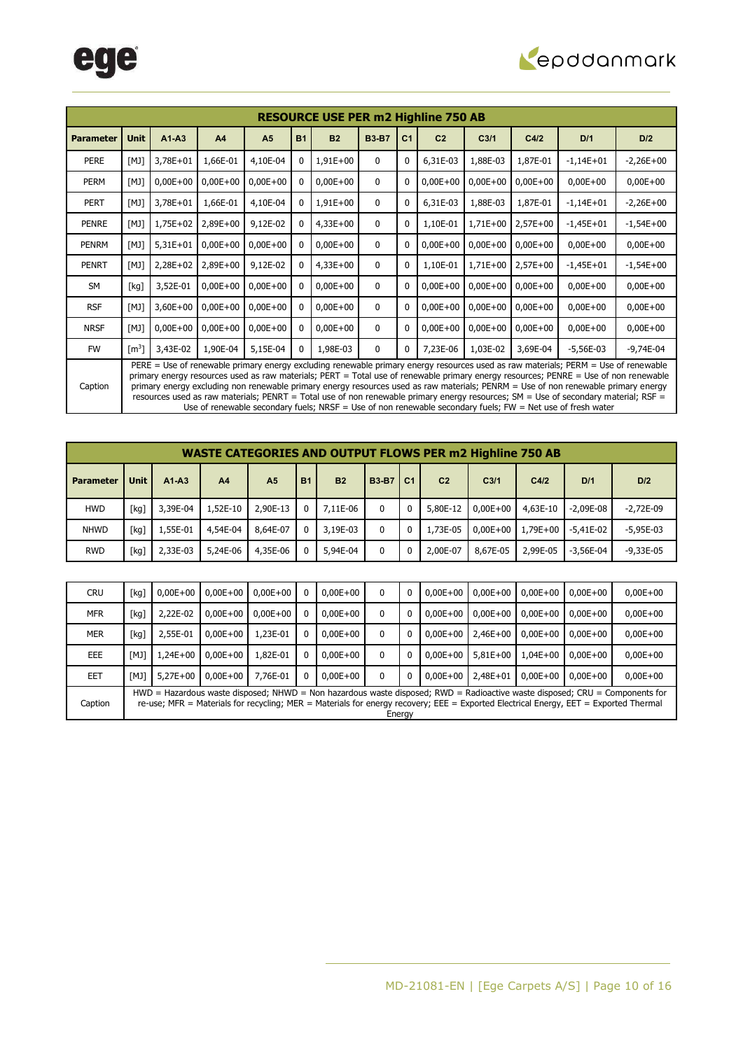| RESOURCE USE PER m2 Highline 750 AB | | | | | | | | | | | | | |
|---|---|---|---|---|---|---|---|---|---|---|---|---|---|
| **Parameter** | **Unit** | **A1-A3** | **A4** | **A5** | **B1** | **B2** | **B3-B7** | **C1** | **C2** | **C3/1** | **C4/2** | **D/1** | **D/2** |
| PERE | [MJ] | 3,78E+01 | 1,66E-01 | 4,10E-04 | 0 | 1,91E+00 | 0 | 0 | 6,31E-03 | 1,88E-03 | 1,87E-01 | -1,14E+01 | -2,26E+00 |
| PERM | [MJ] | 0,00E+00 | 0,00E+00 | 0,00E+00 | 0 | 0,00E+00 | 0 | 0 | 0,00E+00 | 0,00E+00 | 0,00E+00 | 0,00E+00 | 0,00E+00 |
| PERT | [MJ] | 3,78E+01 | 1,66E-01 | 4,10E-04 | 0 | 1,91E+00 | 0 | 0 | 6,31E-03 | 1,88E-03 | 1,87E-01 | -1,14E+01 | -2,26E+00 |
| PENRE | [MJ] | 1,75E+02 | 2,89E+00 | 9,12E-02 | 0 | 4,33E+00 | 0 | 0 | 1,10E-01 | 1,71E+00 | 2,57E+00 | -1,45E+01 | -1,54E+00 |
| PENRM | [MJ] | 5,31E+01 | 0,00E+00 | 0,00E+00 | 0 | 0,00E+00 | 0 | 0 | 0,00E+00 | 0,00E+00 | 0,00E+00 | 0,00E+00 | 0,00E+00 |
| PENRT | [MJ] | 2,28E+02 | 2,89E+00 | 9,12E-02 | 0 | 4,33E+00 | 0 | 0 | 1,10E-01 | 1,71E+00 | 2,57E+00 | -1,45E+01 | -1,54E+00 |
| SM | [kg] | 3,52E-01 | 0,00E+00 | 0,00E+00 | 0 | 0,00E+00 | 0 | 0 | 0,00E+00 | 0,00E+00 | 0,00E+00 | 0,00E+00 | 0,00E+00 |
| RSF | [MJ] | 3,60E+00 | 0,00E+00 | 0,00E+00 | 0 | 0,00E+00 | 0 | 0 | 0,00E+00 | 0,00E+00 | 0,00E+00 | 0,00E+00 | 0,00E+00 |
| NRSF | [MJ] | 0,00E+00 | 0,00E+00 | 0,00E+00 | 0 | 0,00E+00 | 0 | 0 | 0,00E+00 | 0,00E+00 | 0,00E+00 | 0,00E+00 | 0,00E+00 |
| FW | [$m^3$] | 3,43E-02 | 1,90E-04 | 5,15E-04 | 0 | 1,98E-03 | 0 | 0 | 7,23E-06 | 1,03E-02 | 3,69E-04 | -5,56E-03 | -9,74E-04 |
| Caption | PERE = Use of renewable primary energy excluding renewable primary energy resources used as raw materials; PERM = Use of renewable primary energy resources used as raw materials; PERT = Total use of renewable primary energy resources; PENRE = Use of non renewable primary energy excluding non renewable primary energy resources used as raw materials; PENRM = Use of non renewable primary energy resources used as raw materials; PENRT = Total use of non renewable primary energy resources; SM = Use of secondary material; RSF = Use of renewable secondary fuels; NRSF = Use of non renewable secondary fuels; FW = Net use of fresh water | | | | | | | | | | | | |

| WASTE CATEGORIES AND OUTPUT FLOWS PER m2 Highline 750 AB | | | | | | | | | | | | | |
|---|---|---|---|---|---|---|---|---|---|---|---|---|---|
| **Parameter** | **Unit** | **A1-A3** | **A4** | **A5** | **B1** | **B2** | **B3-B7** | **C1** | **C2** | **C3/1** | **C4/2** | **D/1** | **D/2** |
| HWD | [kg] | 3,39E-04 | 1,52E-10 | 2,90E-13 | 0 | 7,11E-06 | 0 | 0 | 5,80E-12 | 0,00E+00 | 4,63E-10 | -2,09E-08 | -2,72E-09 |
| NHWD | [kg] | 1,55E-01 | 4,54E-04 | 8,64E-07 | 0 | 3,19E-03 | 0 | 0 | 1,73E-05 | 0,00E+00 | 1,79E+00 | -5,41E-02 | -5,95E-03 |
| RWD | [kg] | 2,33E-03 | 5,24E-06 | 4,35E-06 | 0 | 5,94E-04 | 0 | 0 | 2,00E-07 | 8,67E-05 | 2,99E-05 | -3,56E-04 | -9,33E-05 |
| CRU | [kg] | 0,00E+00 | 0,00E+00 | 0,00E+00 | 0 | 0,00E+00 | 0 | 0 | 0,00E+00 | 0,00E+00 | 0,00E+00 | 0,00E+00 | 0,00E+00 |
| MFR | [kg] | 2,22E-02 | 0,00E+00 | 0,00E+00 | 0 | 0,00E+00 | 0 | 0 | 0,00E+00 | 0,00E+00 | 0,00E+00 | 0,00E+00 | 0,00E+00 |
| MER | [kg] | 2,55E-01 | 0,00E+00 | 1,23E-01 | 0 | 0,00E+00 | 0 | 0 | 0,00E+00 | 2,46E+00 | 0,00E+00 | 0,00E+00 | 0,00E+00 |
| EEE | [MJ] | 1,24E+00 | 0,00E+00 | 1,82E-01 | 0 | 0,00E+00 | 0 | 0 | 0,00E+00 | 5,81E+00 | 1,04E+00 | 0,00E+00 | 0,00E+00 |
| EET | [MJ] | 5,27E+00 | 0,00E+00 | 7,76E-01 | 0 | 0,00E+00 | 0 | 0 | 0,00E+00 | 2,48E+01 | 0,00E+00 | 0,00E+00 | 0,00E+00 |
| Caption | HWD = Hazardous waste disposed; NHWD = Non hazardous waste disposed; RWD = Radioactive waste disposed; CRU = Components for re-use; MFR = Materials for recycling; MER = Materials for energy recovery; EEE = Exported Electrical Energy, EET = Exported Thermal Energy | | | | | | | | | | | | |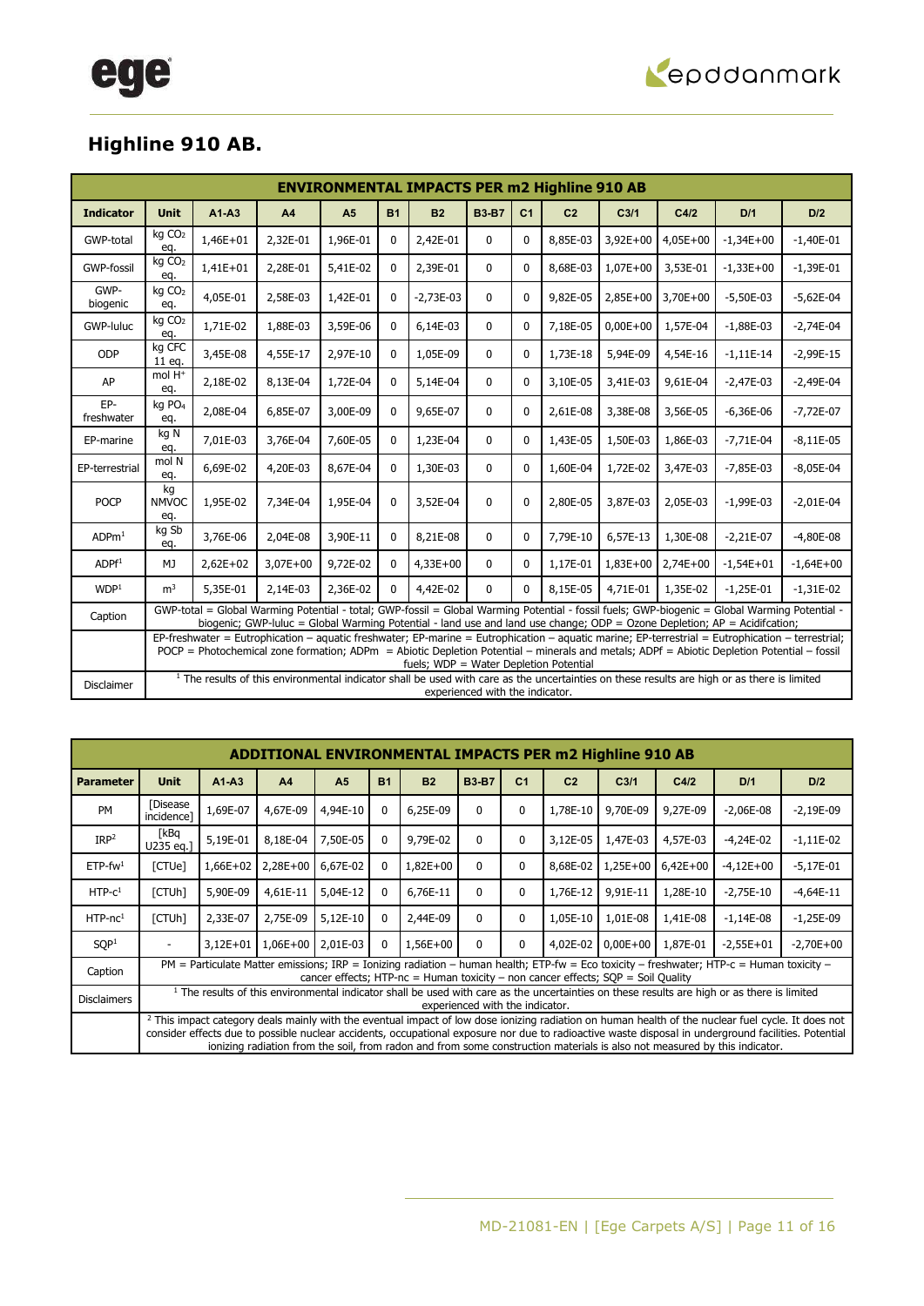## Highline 910 AB.

| ENVIRONMENTAL IMPACTS PER m2 Highline 910 AB | | | | | | | | | | | | |
|---|---|---|---|---|---|---|---|---|---|---|---|---|
| **Indicator** | **Unit** | **A1-A3** | **A4** | **A5** | **B1** | **B2** | **B3-B7** | **C1** | **C2** | **C3/1** | **C4/2** | **D/1** | **D/2** |
| GWP-total | kg $CO_2$ eq. | 1,46E+01 | 2,32E-01 | 1,96E-01 | 0 | 2,42E-01 | 0 | 0 | 8,85E-03 | 3,92E+00 | 4,05E+00 | -1,34E+00 | -1,40E-01 |
| GWP-fossil | kg $CO_2$ eq. | 1,41E+01 | 2,28E-01 | 5,41E-02 | 0 | 2,39E-01 | 0 | 0 | 8,68E-03 | 1,07E+00 | 3,53E-01 | -1,33E+00 | -1,39E-01 |
| GWP-biogenic | kg $CO_2$ eq. | 4,05E-01 | 2,58E-03 | 1,42E-01 | 0 | -2,73E-03 | 0 | 0 | 9,82E-05 | 2,85E+00 | 3,70E+00 | -5,50E-03 | -5,62E-04 |
| GWP-luluc | kg $CO_2$ eq. | 1,71E-02 | 1,88E-03 | 3,59E-06 | 0 | 6,14E-03 | 0 | 0 | 7,18E-05 | 0,00E+00 | 1,57E-04 | -1,88E-03 | -2,74E-04 |
| ODP | kg CFC 11 eq. | 3,45E-08 | 4,55E-17 | 2,97E-10 | 0 | 1,05E-09 | 0 | 0 | 1,73E-18 | 5,94E-09 | 4,54E-16 | -1,11E-14 | -2,99E-15 |
| AP | mol $H^+$ eq. | 2,18E-02 | 8,13E-04 | 1,72E-04 | 0 | 5,14E-04 | 0 | 0 | 3,10E-05 | 3,41E-03 | 9,61E-04 | -2,47E-03 | -2,49E-04 |
| EP-freshwater | kg $PO_4$ eq. | 2,08E-04 | 6,85E-07 | 3,00E-09 | 0 | 9,65E-07 | 0 | 0 | 2,61E-08 | 3,38E-08 | 3,56E-05 | -6,36E-06 | -7,72E-07 |
| EP-marine | kg N eq. | 7,01E-03 | 3,76E-04 | 7,60E-05 | 0 | 1,23E-04 | 0 | 0 | 1,43E-05 | 1,50E-03 | 1,86E-03 | -7,71E-04 | -8,11E-05 |
| EP-terrestrial | mol N eq. | 6,69E-02 | 4,20E-03 | 8,67E-04 | 0 | 1,30E-03 | 0 | 0 | 1,60E-04 | 1,72E-02 | 3,47E-03 | -7,85E-03 | -8,05E-04 |
| POCP | kg NMVOC eq. | 1,95E-02 | 7,34E-04 | 1,95E-04 | 0 | 3,52E-04 | 0 | 0 | 2,80E-05 | 3,87E-03 | 2,05E-03 | -1,99E-03 | -2,01E-04 |
| ADPm[1] | kg Sb eq. | 3,76E-06 | 2,04E-08 | 3,90E-11 | 0 | 8,21E-08 | 0 | 0 | 7,79E-10 | 6,57E-13 | 1,30E-08 | -2,21E-07 | -4,80E-08 |
| ADPf[1] | MJ | 2,62E+02 | 3,07E+00 | 9,72E-02 | 0 | 4,33E+00 | 0 | 0 | 1,17E-01 | 1,83E+00 | 2,74E+00 | -1,54E+01 | -1,64E+00 |
| WDP[1] | $m^3$ | 5,35E-01 | 2,14E-03 | 2,36E-02 | 0 | 4,42E-02 | 0 | 0 | 8,15E-05 | 4,71E-01 | 1,35E-02 | -1,25E-01 | -1,31E-02 |
| Caption | GWP-total = Global Warming Potential - total; GWP-fossil = Global Warming Potential - fossil fuels; GWP-biogenic = Global Warming Potential - biogenic; GWP-luluc = Global Warming Potential - land use and land use change; ODP = Ozone Depletion; AP = Acidifcation; | | | | | | | | | | | | |
| | EP-freshwater = Eutrophication – aquatic freshwater; EP-marine = Eutrophication – aquatic marine; EP-terrestrial = Eutrophication – terrestrial; POCP = Photochemical zone formation; ADPm = Abiotic Depletion Potential – minerals and metals; ADPf = Abiotic Depletion Potential – fossil fuels; WDP = Water Depletion Potential | | | | | | | | | | | | |
| Disclaimer | [1] The results of this environmental indicator shall be used with care as the uncertainties on these results are high or as there is limited experienced with the indicator. | | | | | | | | | | | | |

| ADDITIONAL ENVIRONMENTAL IMPACTS PER m2 Highline 910 AB | | | | | | | | | | | | |
|---|---|---|---|---|---|---|---|---|---|---|---|---|
| **Parameter** | **Unit** | **A1-A3** | **A4** | **A5** | **B1** | **B2** | **B3-B7** | **C1** | **C2** | **C3/1** | **C4/2** | **D/1** | **D/2** |
| PM | [Disease incidence] | 1,69E-07 | 4,67E-09 | 4,94E-10 | 0 | 6,25E-09 | 0 | 0 | 1,78E-10 | 9,70E-09 | 9,27E-09 | -2,06E-08 | -2,19E-09 |
| IRP[2] | [kBq U235 eq.] | 5,19E-01 | 8,18E-04 | 7,50E-05 | 0 | 9,79E-02 | 0 | 0 | 3,12E-05 | 1,47E-03 | 4,57E-03 | -4,24E-02 | -1,11E-02 |
| ETP-fw[1] | [CTUe] | 1,66E+02 | 2,28E+00 | 6,67E-02 | 0 | 1,82E+00 | 0 | 0 | 8,68E-02 | 1,25E+00 | 6,42E+00 | -4,12E+00 | -5,17E-01 |
| HTP-c[1] | [CTUh] | 5,90E-09 | 4,61E-11 | 5,04E-12 | 0 | 6,76E-11 | 0 | 0 | 1,76E-12 | 9,91E-11 | 1,28E-10 | -2,75E-10 | -4,64E-11 |
| HTP-nc[1] | [CTUh] | 2,33E-07 | 2,75E-09 | 5,12E-10 | 0 | 2,44E-09 | 0 | 0 | 1,05E-10 | 1,01E-08 | 1,41E-08 | -1,14E-08 | -1,25E-09 |
| SQP[1] | - | 3,12E+01 | 1,06E+00 | 2,01E-03 | 0 | 1,56E+00 | 0 | 0 | 4,02E-02 | 0,00E+00 | 1,87E-01 | -2,55E+01 | -2,70E+00 |
| Caption | PM = Particulate Matter emissions; IRP = Ionizing radiation – human health; ETP-fw = Eco toxicity – freshwater; HTP-c = Human toxicity – cancer effects; HTP-nc = Human toxicity – non cancer effects; SQP = Soil Quality | | | | | | | | | | | | |
| Disclaimers | [1] The results of this environmental indicator shall be used with care as the uncertainties on these results are high or as there is limited experienced with the indicator. | | | | | | | | | | | | |
| | [2] This impact category deals mainly with the eventual impact of low dose ionizing radiation on human health of the nuclear fuel cycle. It does not consider effects due to possible nuclear accidents, occupational exposure nor due to radioactive waste disposal in underground facilities. Potential ionizing radiation from the soil, from radon and from some construction materials is also not measured by this indicator. | | | | | | | | | | | | |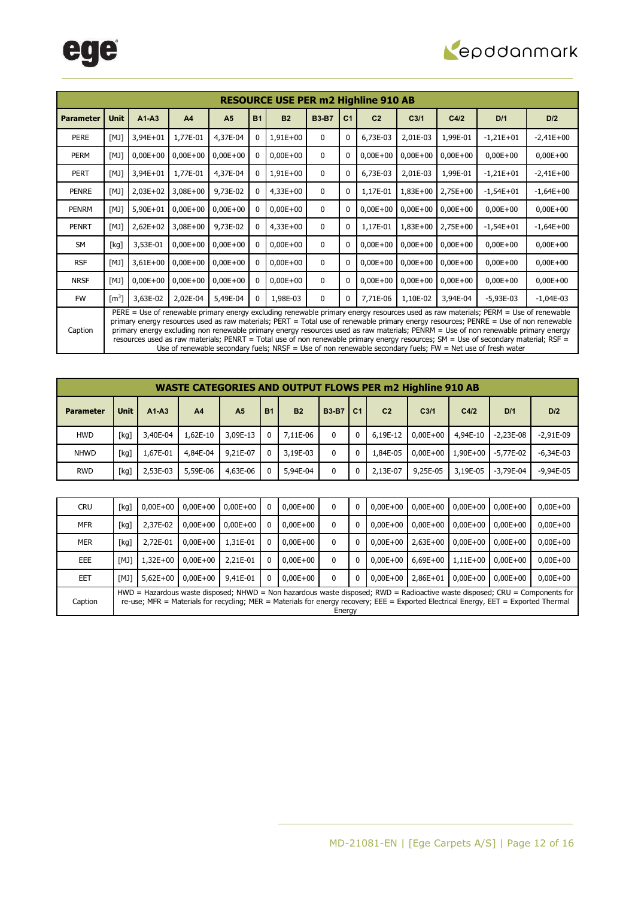| RESOURCE USE PER m2 Highline 910 AB | | | | | | | | | | | | |
|---|---|---|---|---|---|---|---|---|---|---|---|---|
| **Parameter** | **Unit** | **A1-A3** | **A4** | **A5** | **B1** | **B2** | **B3-B7** | **C1** | **C2** | **C3/1** | **C4/2** | **D/1** | **D/2** |
| PERE | [MJ] | 3,94E+01 | 1,77E-01 | 4,37E-04 | 0 | 1,91E+00 | 0 | 0 | 6,73E-03 | 2,01E-03 | 1,99E-01 | -1,21E+01 | -2,41E+00 |
| PERM | [MJ] | 0,00E+00 | 0,00E+00 | 0,00E+00 | 0 | 0,00E+00 | 0 | 0 | 0,00E+00 | 0,00E+00 | 0,00E+00 | 0,00E+00 | 0,00E+00 |
| PERT | [MJ] | 3,94E+01 | 1,77E-01 | 4,37E-04 | 0 | 1,91E+00 | 0 | 0 | 6,73E-03 | 2,01E-03 | 1,99E-01 | -1,21E+01 | -2,41E+00 |
| PENRE | [MJ] | 2,03E+02 | 3,08E+00 | 9,73E-02 | 0 | 4,33E+00 | 0 | 0 | 1,17E-01 | 1,83E+00 | 2,75E+00 | -1,54E+01 | -1,64E+00 |
| PENRM | [MJ] | 5,90E+01 | 0,00E+00 | 0,00E+00 | 0 | 0,00E+00 | 0 | 0 | 0,00E+00 | 0,00E+00 | 0,00E+00 | 0,00E+00 | 0,00E+00 |
| PENRT | [MJ] | 2,62E+02 | 3,08E+00 | 9,73E-02 | 0 | 4,33E+00 | 0 | 0 | 1,17E-01 | 1,83E+00 | 2,75E+00 | -1,54E+01 | -1,64E+00 |
| SM | [kg] | 3,53E-01 | 0,00E+00 | 0,00E+00 | 0 | 0,00E+00 | 0 | 0 | 0,00E+00 | 0,00E+00 | 0,00E+00 | 0,00E+00 | 0,00E+00 |
| RSF | [MJ] | 3,61E+00 | 0,00E+00 | 0,00E+00 | 0 | 0,00E+00 | 0 | 0 | 0,00E+00 | 0,00E+00 | 0,00E+00 | 0,00E+00 | 0,00E+00 |
| NRSF | [MJ] | 0,00E+00 | 0,00E+00 | 0,00E+00 | 0 | 0,00E+00 | 0 | 0 | 0,00E+00 | 0,00E+00 | 0,00E+00 | 0,00E+00 | 0,00E+00 |
| FW | [$m^3$] | 3,63E-02 | 2,02E-04 | 5,49E-04 | 0 | 1,98E-03 | 0 | 0 | 7,71E-06 | 1,10E-02 | 3,94E-04 | -5,93E-03 | -1,04E-03 |
| Caption | PERE = Use of renewable primary energy excluding renewable primary energy resources used as raw materials; PERM = Use of renewable primary energy resources used as raw materials; PERT = Total use of renewable primary energy resources; PENRE = Use of non renewable primary energy excluding non renewable primary energy resources used as raw materials; PENRM = Use of non renewable primary energy resources used as raw materials; PENRT = Total use of non renewable primary energy resources; SM = Use of secondary material; RSF = Use of renewable secondary fuels; NRSF = Use of non renewable secondary fuels; FW = Net use of fresh water | | | | | | | | | | | | |

| WASTE CATEGORIES AND OUTPUT FLOWS PER m2 Highline 910 AB | | | | | | | | | | | | | |
|---|---|---|---|---|---|---|---|---|---|---|---|---|---|
| **Parameter** | **Unit** | **A1-A3** | **A4** | **A5** | **B1** | **B2** | **B3-B7** | **C1** | **C2** | **C3/1** | **C4/2** | **D/1** | **D/2** |
| HWD | [kg] | 3,40E-04 | 1,62E-10 | 3,09E-13 | 0 | 7,11E-06 | 0 | 0 | 6,19E-12 | 0,00E+00 | 4,94E-10 | -2,23E-08 | -2,91E-09 |
| NHWD | [kg] | 1,67E-01 | 4,84E-04 | 9,21E-07 | 0 | 3,19E-03 | 0 | 0 | 1,84E-05 | 0,00E+00 | 1,90E+00 | -5,77E-02 | -6,34E-03 |
| RWD | [kg] | 2,53E-03 | 5,59E-06 | 4,63E-06 | 0 | 5,94E-04 | 0 | 0 | 2,13E-07 | 9,25E-05 | 3,19E-05 | -3,79E-04 | -9,94E-05 |
| CRU | [kg] | 0,00E+00 | 0,00E+00 | 0,00E+00 | 0 | 0,00E+00 | 0 | 0 | 0,00E+00 | 0,00E+00 | 0,00E+00 | 0,00E+00 | 0,00E+00 |
| MFR | [kg] | 2,37E-02 | 0,00E+00 | 0,00E+00 | 0 | 0,00E+00 | 0 | 0 | 0,00E+00 | 0,00E+00 | 0,00E+00 | 0,00E+00 | 0,00E+00 |
| MER | [kg] | 2,72E-01 | 0,00E+00 | 1,31E-01 | 0 | 0,00E+00 | 0 | 0 | 0,00E+00 | 2,63E+00 | 0,00E+00 | 0,00E+00 | 0,00E+00 |
| EEE | [MJ] | 1,32E+00 | 0,00E+00 | 2,21E-01 | 0 | 0,00E+00 | 0 | 0 | 0,00E+00 | 6,69E+00 | 1,11E+00 | 0,00E+00 | 0,00E+00 |
| EET | [MJ] | 5,62E+00 | 0,00E+00 | 9,41E-01 | 0 | 0,00E+00 | 0 | 0 | 0,00E+00 | 2,86E+01 | 0,00E+00 | 0,00E+00 | 0,00E+00 |
| Caption | HWD = Hazardous waste disposed; NHWD = Non hazardous waste disposed; RWD = Radioactive waste disposed; CRU = Components for re-use; MFR = Materials for recycling; MER = Materials for energy recovery; EEE = Exported Electrical Energy, EET = Exported Thermal Energy | | | | | | | | | | | | |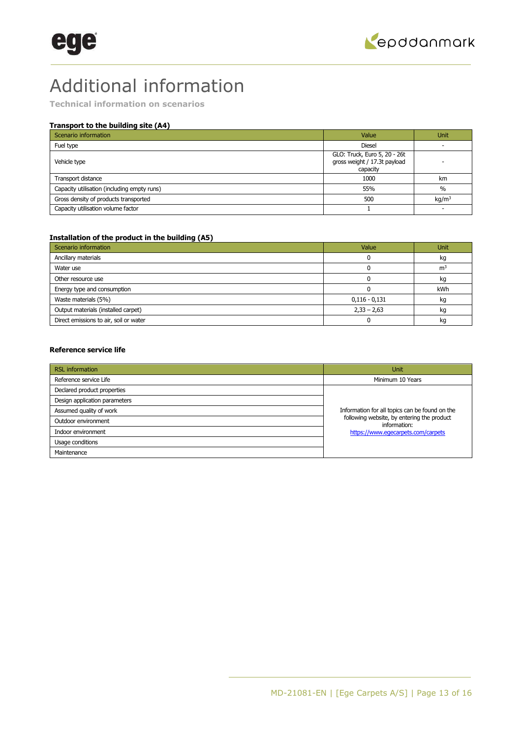# Additional information

**Technical information on scenarios**

**Transport to the building site (A4)**

| Scenario information | Value | Unit |
|---|---|---|
| Fuel type | Diesel | - |
| Vehicle type | GLO: Truck, Euro 5, 20 - 26t gross weight / 17.3t payload capacity | - |
| Transport distance | 1000 | km |
| Capacity utilisation (including empty runs) | 55% | % |
| Gross density of products transported | 500 | kg/m$^3$ |
| Capacity utilisation volume factor | 1 | - |

**Installation of the product in the building (A5)**

| Scenario information | Value | Unit |
|---|---|---|
| Ancillary materials | 0 | kg |
| Water use | 0 | m$^3$ |
| Other resource use | 0 | kg |
| Energy type and consumption | 0 | kWh |
| Waste materials (5%) | 0,116 - 0,131 | kg |
| Output materials (installed carpet) | 2,33 – 2,63 | kg |
| Direct emissions to air, soil or water | 0 | kg |

**Reference service life**

| RSL information | Unit |
|---|---|
| Reference service Life | Minimum 10 Years |
| Declared product properties | Information for all topics can be found on the following website, by entering the product information: https://www.egecarpets.com/carpets |
| Design application parameters | |
| Assumed quality of work | |
| Outdoor environment | |
| Indoor environment | |
| Usage conditions | |
| Maintenance | |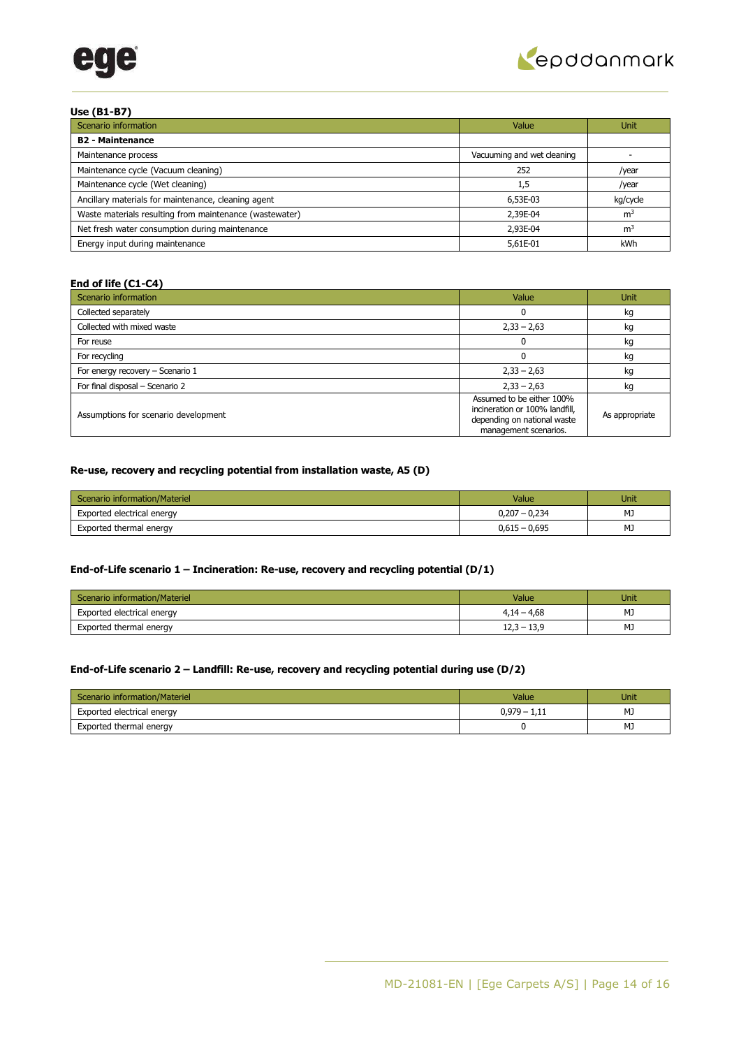### Use (B1-B7)

| Scenario information | Value | Unit |
|---|---|---|
| **B2 - Maintenance** | | |
| Maintenance process | Vacuuming and wet cleaning | - |
| Maintenance cycle (Vacuum cleaning) | 252 | /year |
| Maintenance cycle (Wet cleaning) | 1,5 | /year |
| Ancillary materials for maintenance, cleaning agent | 6,53E-03 | kg/cycle |
| Waste materials resulting from maintenance (wastewater) | 2,39E-04 | $m^3$ |
| Net fresh water consumption during maintenance | 2,93E-04 | $m^3$ |
| Energy input during maintenance | 5,61E-01 | kWh |

### End of life (C1-C4)

| Scenario information | Value | Unit |
|---|---|---|
| Collected separately | 0 | kg |
| Collected with mixed waste | 2,33 – 2,63 | kg |
| For reuse | 0 | kg |
| For recycling | 0 | kg |
| For energy recovery – Scenario 1 | 2,33 – 2,63 | kg |
| For final disposal – Scenario 2 | 2,33 – 2,63 | kg |
| Assumptions for scenario development | Assumed to be either 100% incineration or 100% landfill, depending on national waste management scenarios. | As appropriate |

### Re-use, recovery and recycling potential from installation waste, A5 (D)

| Scenario information/Materiel | Value | Unit |
|---|---|---|
| Exported electrical energy | 0,207 – 0,234 | MJ |
| Exported thermal energy | 0,615 – 0,695 | MJ |

### End-of-Life scenario 1 – Incineration: Re-use, recovery and recycling potential (D/1)

| Scenario information/Materiel | Value | Unit |
|---|---|---|
| Exported electrical energy | 4,14 – 4,68 | MJ |
| Exported thermal energy | 12,3 – 13,9 | MJ |

### End-of-Life scenario 2 – Landfill: Re-use, recovery and recycling potential during use (D/2)

| Scenario information/Materiel | Value | Unit |
|---|---|---|
| Exported electrical energy | 0,979 – 1,11 | MJ |
| Exported thermal energy | 0 | MJ |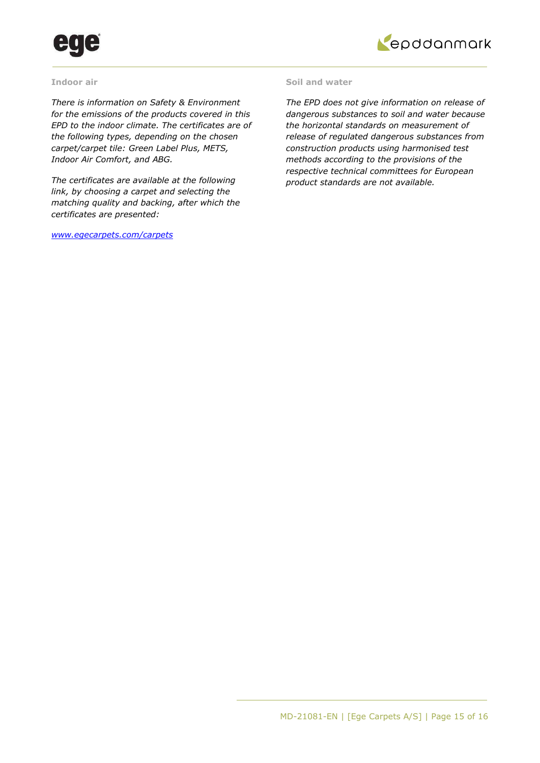### Indoor air

*There is information on Safety & Environment for the emissions of the products covered in this EPD to the indoor climate. The certificates are of the following types, depending on the chosen carpet/carpet tile: Green Label Plus, METS, Indoor Air Comfort, and ABG.*

*The certificates are available at the following link, by choosing a carpet and selecting the matching quality and backing, after which the certificates are presented:*

*[www.egecarpets.com/carpets](http://www.egecarpets.com/carpets)*

### Soil and water

*The EPD does not give information on release of dangerous substances to soil and water because the horizontal standards on measurement of release of regulated dangerous substances from construction products using harmonised test methods according to the provisions of the respective technical committees for European product standards are not available.*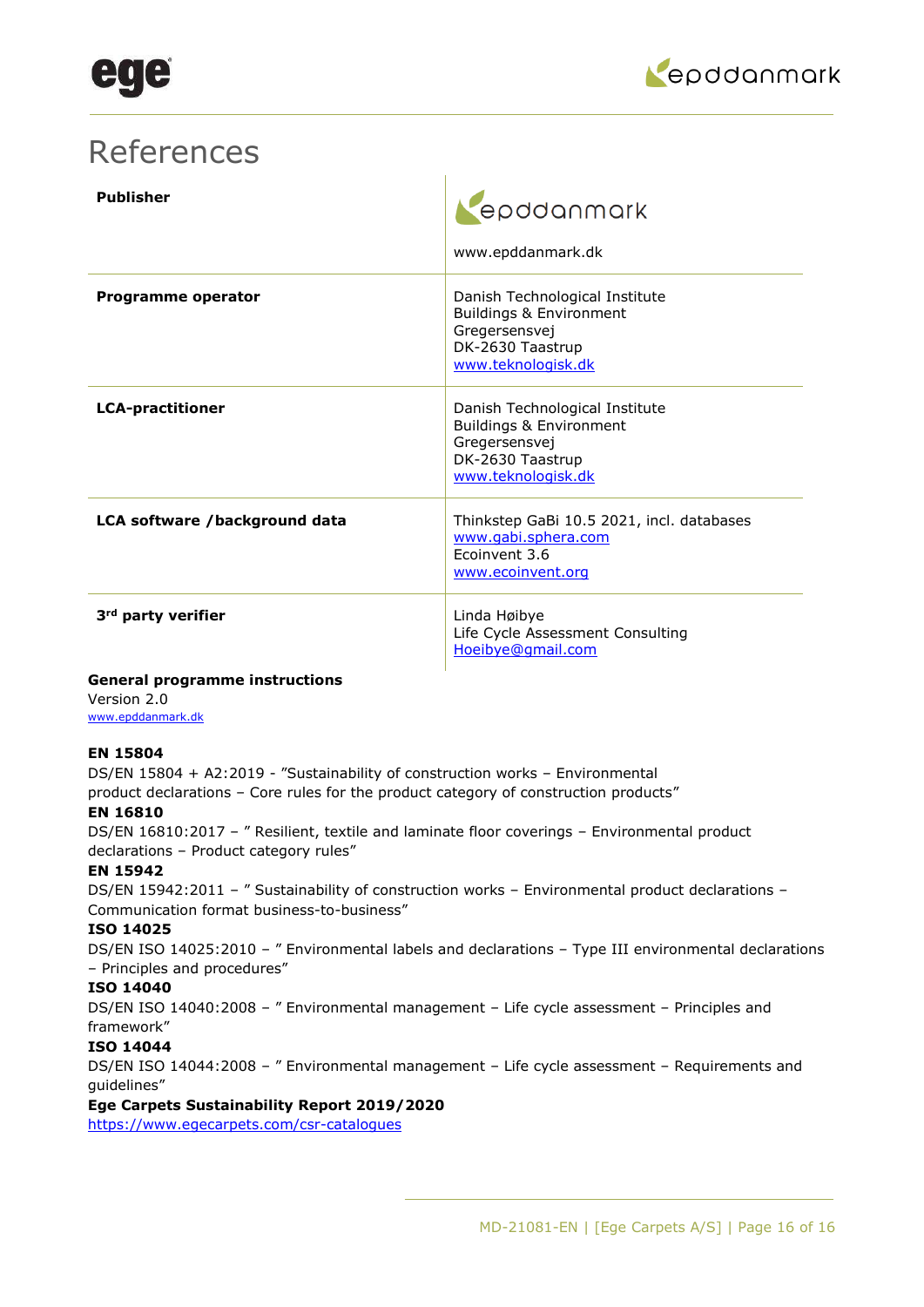# References

| | |
|---|---|
| **Publisher** | epddanmark<br>www.epddanmark.dk |
| **Programme operator** | Danish Technological Institute<br>Buildings & Environment<br>Gregersensvej<br>DK-2630 Taastrup<br>www.teknologisk.dk |
| **LCA-practitioner** | Danish Technological Institute<br>Buildings & Environment<br>Gregersensvej<br>DK-2630 Taastrup<br>www.teknologisk.dk |
| **LCA software /background data** | Thinkstep GaBi 10.5 2021, incl. databases<br>www.gabi.sphera.com<br>Ecoinvent 3.6<br>www.ecoinvent.org |
| **3rd party verifier** | Linda Høibye<br>Life Cycle Assessment Consulting<br>Hoeibye@gmail.com |

**General programme instructions**
Version 2.0
www.epddanmark.dk

**EN 15804**
DS/EN 15804 + A2:2019 - "Sustainability of construction works – Environmental product declarations – Core rules for the product category of construction products"

**EN 16810**
DS/EN 16810:2017 – " Resilient, textile and laminate floor coverings – Environmental product declarations – Product category rules"

**EN 15942**
DS/EN 15942:2011 – " Sustainability of construction works – Environmental product declarations – Communication format business-to-business"

**ISO 14025**
DS/EN ISO 14025:2010 – " Environmental labels and declarations – Type III environmental declarations – Principles and procedures"

**ISO 14040**
DS/EN ISO 14040:2008 – " Environmental management – Life cycle assessment – Principles and framework"

**ISO 14044**
DS/EN ISO 14044:2008 – " Environmental management – Life cycle assessment – Requirements and guidelines"

**Ege Carpets Sustainability Report 2019/2020**
https://www.egecarpets.com/csr-catalogues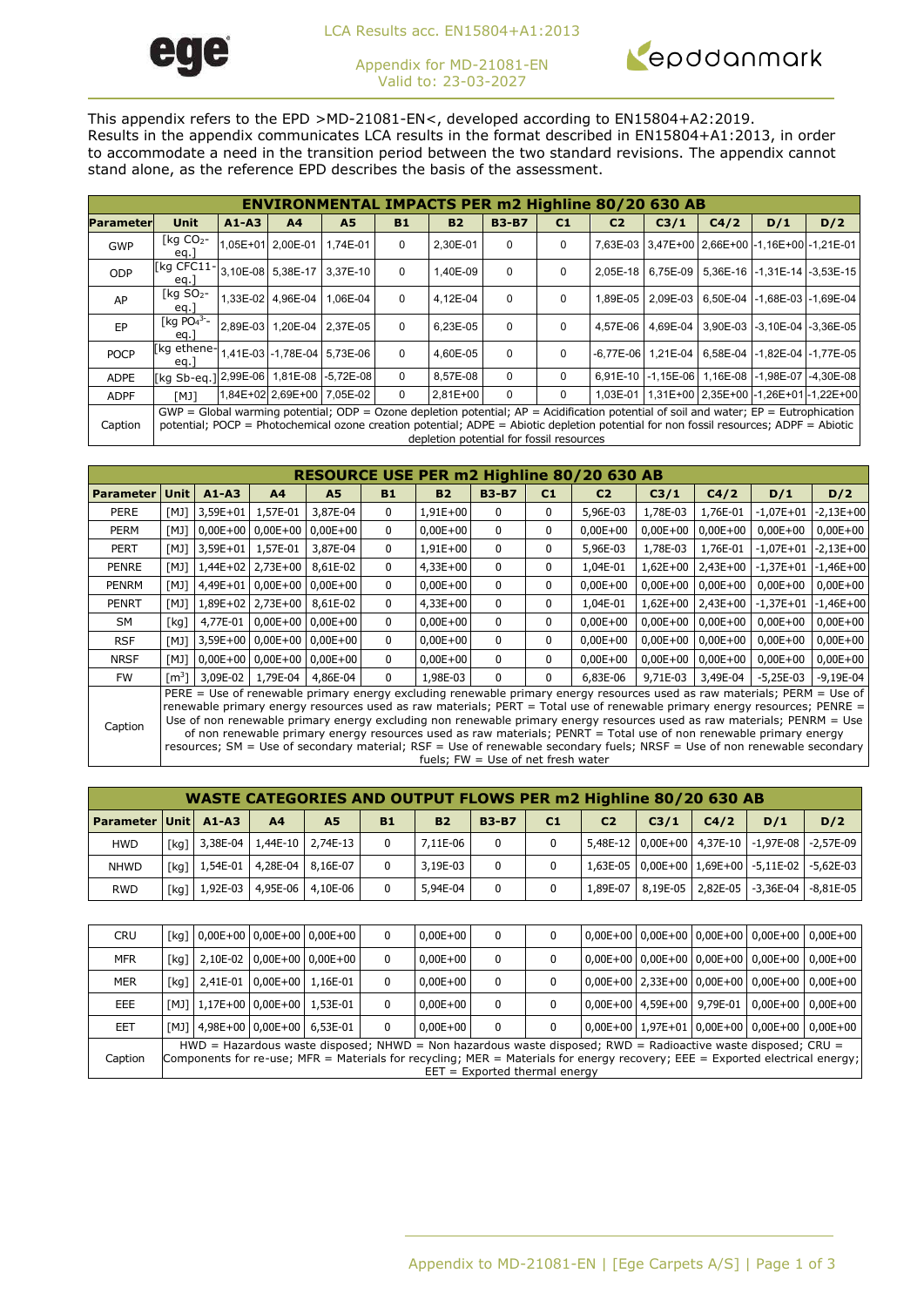LCA Results acc. EN15804+A1:2013

Appendix for MD-21081-EN
Valid to: 23-03-2027

This appendix refers to the EPD >MD-21081-EN<, developed according to EN15804+A2:2019. Results in the appendix communicates LCA results in the format described in EN15804+A1:2013, in order to accommodate a need in the transition period between the two standard revisions. The appendix cannot stand alone, as the reference EPD describes the basis of the assessment.

| ENVIRONMENTAL IMPACTS PER m2 Highline 80/20 630 AB | | | | | | | | | | | | | |
|---|---|---|---|---|---|---|---|---|---|---|---|---|---|
| Parameter | Unit | A1-A3 | A4 | A5 | B1 | B2 | B3-B7 | C1 | C2 | C3/1 | C4/2 | D/1 | D/2 |
| GWP | [kg $CO_2$-eq.] | 1,05E+01 | 2,00E-01 | 1,74E-01 | 0 | 2,30E-01 | 0 | 0 | 7,63E-03 | 3,47E+00 | 2,66E+00 | -1,16E+00 | -1,21E-01 |
| ODP | [kg CFC11-eq.] | 3,10E-08 | 5,38E-17 | 3,37E-10 | 0 | 1,40E-09 | 0 | 0 | 2,05E-18 | 6,75E-09 | 5,36E-16 | -1,31E-14 | -3,53E-15 |
| AP | [kg $SO_2$-eq.] | 1,33E-02 | 4,96E-04 | 1,06E-04 | 0 | 4,12E-04 | 0 | 0 | 1,89E-05 | 2,09E-03 | 6,50E-04 | -1,68E-03 | -1,69E-04 |
| EP | [kg $PO_4^{3-}$-eq.] | 2,89E-03 | 1,20E-04 | 2,37E-05 | 0 | 6,23E-05 | 0 | 0 | 4,57E-06 | 4,69E-04 | 3,90E-03 | -3,10E-04 | -3,36E-05 |
| POCP | [kg ethene-eq.] | 1,41E-03 | -1,78E-04 | 5,73E-06 | 0 | 4,60E-05 | 0 | 0 | -6,77E-06 | 1,21E-04 | 6,58E-04 | -1,82E-04 | -1,77E-05 |
| ADPE | [kg Sb-eq.] | 2,99E-06 | 1,81E-08 | -5,72E-08 | 0 | 8,57E-08 | 0 | 0 | 6,91E-10 | -1,15E-06 | 1,16E-08 | -1,98E-07 | -4,30E-08 |
| ADPF | [MJ] | 1,84E+02 | 2,69E+00 | 7,05E-02 | 0 | 2,81E+00 | 0 | 0 | 1,03E-01 | 1,31E+00 | 2,35E+00 | -1,26E+01 | -1,22E+00 |
| Caption | GWP = Global warming potential; ODP = Ozone depletion potential; AP = Acidification potential of soil and water; EP = Eutrophication potential; POCP = Photochemical ozone creation potential; ADPE = Abiotic depletion potential for non fossil resources; ADPF = Abiotic depletion potential for fossil resources | | | | | | | | | | | | |

| RESOURCE USE PER m2 Highline 80/20 630 AB | | | | | | | | | | | | | |
|---|---|---|---|---|---|---|---|---|---|---|---|---|---|
| Parameter | Unit | A1-A3 | A4 | A5 | B1 | B2 | B3-B7 | C1 | C2 | C3/1 | C4/2 | D/1 | D/2 |
| PERE | [MJ] | 3,59E+01 | 1,57E-01 | 3,87E-04 | 0 | 1,91E+00 | 0 | 0 | 5,96E-03 | 1,78E-03 | 1,76E-01 | -1,07E+01 | -2,13E+00 |
| PERM | [MJ] | 0,00E+00 | 0,00E+00 | 0,00E+00 | 0 | 0,00E+00 | 0 | 0 | 0,00E+00 | 0,00E+00 | 0,00E+00 | 0,00E+00 | 0,00E+00 |
| PERT | [MJ] | 3,59E+01 | 1,57E-01 | 3,87E-04 | 0 | 1,91E+00 | 0 | 0 | 5,96E-03 | 1,78E-03 | 1,76E-01 | -1,07E+01 | -2,13E+00 |
| PENRE | [MJ] | 1,44E+02 | 2,73E+00 | 8,61E-02 | 0 | 4,33E+00 | 0 | 0 | 1,04E-01 | 1,62E+00 | 2,43E+00 | -1,37E+01 | -1,46E+00 |
| PENRM | [MJ] | 4,49E+01 | 0,00E+00 | 0,00E+00 | 0 | 0,00E+00 | 0 | 0 | 0,00E+00 | 0,00E+00 | 0,00E+00 | 0,00E+00 | 0,00E+00 |
| PENRT | [MJ] | 1,89E+02 | 2,73E+00 | 8,61E-02 | 0 | 4,33E+00 | 0 | 0 | 1,04E-01 | 1,62E+00 | 2,43E+00 | -1,37E+01 | -1,46E+00 |
| SM | [kg] | 4,77E-01 | 0,00E+00 | 0,00E+00 | 0 | 0,00E+00 | 0 | 0 | 0,00E+00 | 0,00E+00 | 0,00E+00 | 0,00E+00 | 0,00E+00 |
| RSF | [MJ] | 3,59E+00 | 0,00E+00 | 0,00E+00 | 0 | 0,00E+00 | 0 | 0 | 0,00E+00 | 0,00E+00 | 0,00E+00 | 0,00E+00 | 0,00E+00 |
| NRSF | [MJ] | 0,00E+00 | 0,00E+00 | 0,00E+00 | 0 | 0,00E+00 | 0 | 0 | 0,00E+00 | 0,00E+00 | 0,00E+00 | 0,00E+00 | 0,00E+00 |
| FW | [$m^3$] | 3,09E-02 | 1,79E-04 | 4,86E-04 | 0 | 1,98E-03 | 0 | 0 | 6,83E-06 | 9,71E-03 | 3,49E-04 | -5,25E-03 | -9,19E-04 |
| Caption | PERE = Use of renewable primary energy excluding renewable primary energy resources used as raw materials; PERM = Use of renewable primary energy resources used as raw materials; PERT = Total use of renewable primary energy resources; PENRE = Use of non renewable primary energy excluding non renewable primary energy resources used as raw materials; PENRM = Use of non renewable primary energy resources used as raw materials; PENRT = Total use of non renewable primary energy resources; SM = Use of secondary material; RSF = Use of renewable secondary fuels; NRSF = Use of non renewable secondary fuels; FW = Use of net fresh water | | | | | | | | | | | | |

| WASTE CATEGORIES AND OUTPUT FLOWS PER m2 Highline 80/20 630 AB | | | | | | | | | | | | | |
|---|---|---|---|---|---|---|---|---|---|---|---|---|---|
| Parameter | Unit | A1-A3 | A4 | A5 | B1 | B2 | B3-B7 | C1 | C2 | C3/1 | C4/2 | D/1 | D/2 |
| HWD | [kg] | 3,38E-04 | 1,44E-10 | 2,74E-13 | 0 | 7,11E-06 | 0 | 0 | 5,48E-12 | 0,00E+00 | 4,37E-10 | -1,97E-08 | -2,57E-09 |
| NHWD | [kg] | 1,54E-01 | 4,28E-04 | 8,16E-07 | 0 | 3,19E-03 | 0 | 0 | 1,63E-05 | 0,00E+00 | 1,69E+00 | -5,11E-02 | -5,62E-03 |
| RWD | [kg] | 1,92E-03 | 4,95E-06 | 4,10E-06 | 0 | 5,94E-04 | 0 | 0 | 1,89E-07 | 8,19E-05 | 2,82E-05 | -3,36E-04 | -8,81E-05 |
| CRU | [kg] | 0,00E+00 | 0,00E+00 | 0,00E+00 | 0 | 0,00E+00 | 0 | 0 | 0,00E+00 | 0,00E+00 | 0,00E+00 | 0,00E+00 | 0,00E+00 |
| MFR | [kg] | 2,10E-02 | 0,00E+00 | 0,00E+00 | 0 | 0,00E+00 | 0 | 0 | 0,00E+00 | 0,00E+00 | 0,00E+00 | 0,00E+00 | 0,00E+00 |
| MER | [kg] | 2,41E-01 | 0,00E+00 | 1,16E-01 | 0 | 0,00E+00 | 0 | 0 | 0,00E+00 | 2,33E+00 | 0,00E+00 | 0,00E+00 | 0,00E+00 |
| EEE | [MJ] | 1,17E+00 | 0,00E+00 | 1,53E-01 | 0 | 0,00E+00 | 0 | 0 | 0,00E+00 | 4,59E+00 | 9,79E-01 | 0,00E+00 | 0,00E+00 |
| EET | [MJ] | 4,98E+00 | 0,00E+00 | 6,53E-01 | 0 | 0,00E+00 | 0 | 0 | 0,00E+00 | 1,97E+01 | 0,00E+00 | 0,00E+00 | 0,00E+00 |
| Caption | HWD = Hazardous waste disposed; NHWD = Non hazardous waste disposed; RWD = Radioactive waste disposed; CRU = Components for re-use; MFR = Materials for recycling; MER = Materials for energy recovery; EEE = Exported electrical energy; EET = Exported thermal energy | | | | | | | | | | | | |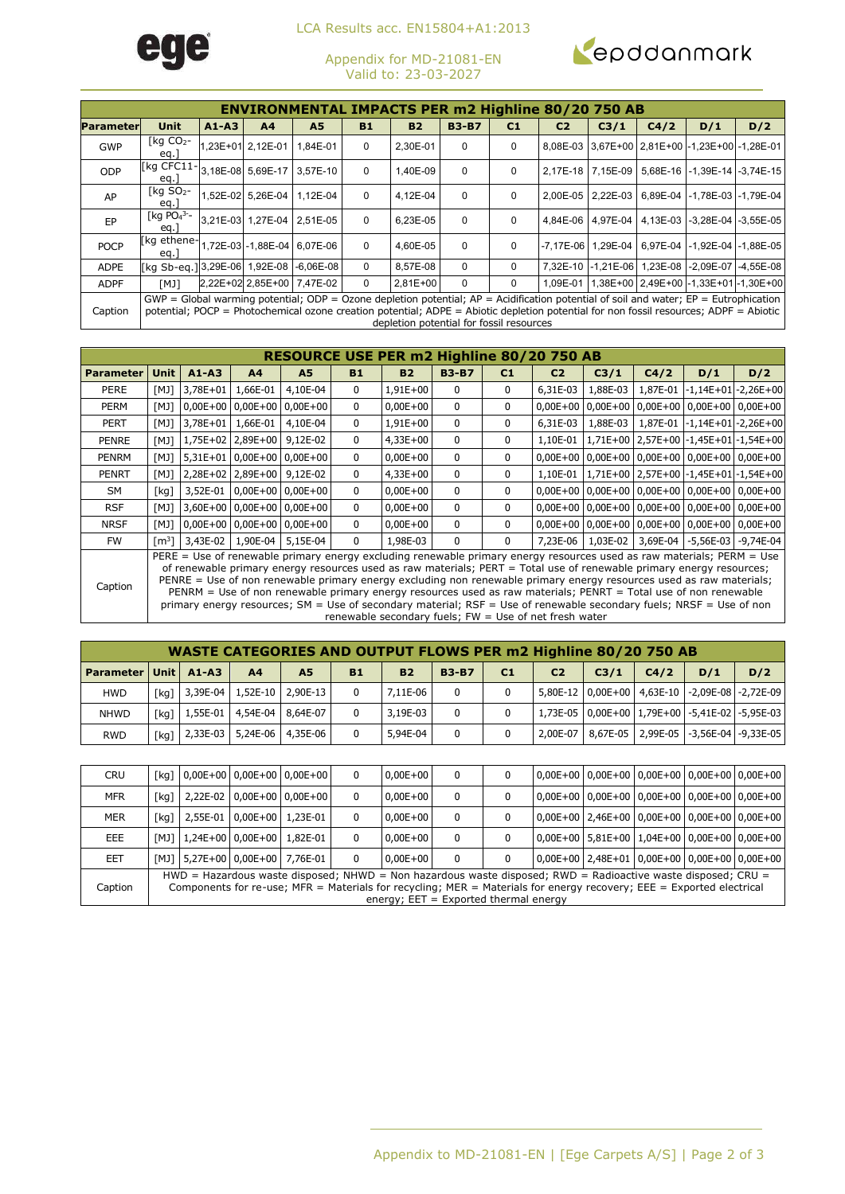LCA Results acc. EN15804+A1:2013

Appendix for MD-21081-EN
Valid to: 23-03-2027

| ENVIRONMENTAL IMPACTS PER m2 Highline 80/20 750 AB | | | | | | | | | | | | | |
|---|---|---|---|---|---|---|---|---|---|---|---|---|---|
| **Parameter** | **Unit** | **A1-A3** | **A4** | **A5** | **B1** | **B2** | **B3-B7** | **C1** | **C2** | **C3/1** | **C4/2** | **D/1** | **D/2** |
| GWP | [kg $CO_2$-eq.] | 1,23E+01 | 2,12E-01 | 1,84E-01 | 0 | 2,30E-01 | 0 | 0 | 8,08E-03 | 3,67E+00 | 2,81E+00 | -1,23E+00 | -1,28E-01 |
| ODP | [kg CFC11-eq.] | 3,18E-08 | 5,69E-17 | 3,57E-10 | 0 | 1,40E-09 | 0 | 0 | 2,17E-18 | 7,15E-09 | 5,68E-16 | -1,39E-14 | -3,74E-15 |
| AP | [kg $SO_2$-eq.] | 1,52E-02 | 5,26E-04 | 1,12E-04 | 0 | 4,12E-04 | 0 | 0 | 2,00E-05 | 2,22E-03 | 6,89E-04 | -1,78E-03 | -1,79E-04 |
| EP | [kg $PO_4^{3-}$-eq.] | 3,21E-03 | 1,27E-04 | 2,51E-05 | 0 | 6,23E-05 | 0 | 0 | 4,84E-06 | 4,97E-04 | 4,13E-03 | -3,28E-04 | -3,55E-05 |
| POCP | [kg ethene-eq.] | 1,72E-03 | -1,88E-04 | 6,07E-06 | 0 | 4,60E-05 | 0 | 0 | -7,17E-06 | 1,29E-04 | 6,97E-04 | -1,92E-04 | -1,88E-05 |
| ADPE | [kg Sb-eq.] | 3,29E-06 | 1,92E-08 | -6,06E-08 | 0 | 8,57E-08 | 0 | 0 | 7,32E-10 | -1,21E-06 | 1,23E-08 | -2,09E-07 | -4,55E-08 |
| ADPF | [MJ] | 2,22E+02 | 2,85E+00 | 7,47E-02 | 0 | 2,81E+00 | 0 | 0 | 1,09E-01 | 1,38E+00 | 2,49E+00 | -1,33E+01 | -1,30E+00 |
| Caption | GWP = Global warming potential; ODP = Ozone depletion potential; AP = Acidification potential of soil and water; EP = Eutrophication potential; POCP = Photochemical ozone creation potential; ADPE = Abiotic depletion potential for non fossil resources; ADPF = Abiotic depletion potential for fossil resources | | | | | | | | | | | | |

| RESOURCE USE PER m2 Highline 80/20 750 AB | | | | | | | | | | | | | |
|---|---|---|---|---|---|---|---|---|---|---|---|---|---|
| **Parameter** | **Unit** | **A1-A3** | **A4** | **A5** | **B1** | **B2** | **B3-B7** | **C1** | **C2** | **C3/1** | **C4/2** | **D/1** | **D/2** |
| PERE | [MJ] | 3,78E+01 | 1,66E-01 | 4,10E-04 | 0 | 1,91E+00 | 0 | 0 | 6,31E-03 | 1,88E-03 | 1,87E-01 | -1,14E+01 | -2,26E+00 |
| PERM | [MJ] | 0,00E+00 | 0,00E+00 | 0,00E+00 | 0 | 0,00E+00 | 0 | 0 | 0,00E+00 | 0,00E+00 | 0,00E+00 | 0,00E+00 | 0,00E+00 |
| PERT | [MJ] | 3,78E+01 | 1,66E-01 | 4,10E-04 | 0 | 1,91E+00 | 0 | 0 | 6,31E-03 | 1,88E-03 | 1,87E-01 | -1,14E+01 | -2,26E+00 |
| PENRE | [MJ] | 1,75E+02 | 2,89E+00 | 9,12E-02 | 0 | 4,33E+00 | 0 | 0 | 1,10E-01 | 1,71E+00 | 2,57E+00 | -1,45E+01 | -1,54E+00 |
| PENRM | [MJ] | 5,31E+01 | 0,00E+00 | 0,00E+00 | 0 | 0,00E+00 | 0 | 0 | 0,00E+00 | 0,00E+00 | 0,00E+00 | 0,00E+00 | 0,00E+00 |
| PENRT | [MJ] | 2,28E+02 | 2,89E+00 | 9,12E-02 | 0 | 4,33E+00 | 0 | 0 | 1,10E-01 | 1,71E+00 | 2,57E+00 | -1,45E+01 | -1,54E+00 |
| SM | [kg] | 3,52E-01 | 0,00E+00 | 0,00E+00 | 0 | 0,00E+00 | 0 | 0 | 0,00E+00 | 0,00E+00 | 0,00E+00 | 0,00E+00 | 0,00E+00 |
| RSF | [MJ] | 3,60E+00 | 0,00E+00 | 0,00E+00 | 0 | 0,00E+00 | 0 | 0 | 0,00E+00 | 0,00E+00 | 0,00E+00 | 0,00E+00 | 0,00E+00 |
| NRSF | [MJ] | 0,00E+00 | 0,00E+00 | 0,00E+00 | 0 | 0,00E+00 | 0 | 0 | 0,00E+00 | 0,00E+00 | 0,00E+00 | 0,00E+00 | 0,00E+00 |
| FW | [$m^3$] | 3,43E-02 | 1,90E-04 | 5,15E-04 | 0 | 1,98E-03 | 0 | 0 | 7,23E-06 | 1,03E-02 | 3,69E-04 | -5,56E-03 | -9,74E-04 |
| Caption | PERE = Use of renewable primary energy excluding renewable primary energy resources used as raw materials; PERM = Use of renewable primary energy resources used as raw materials; PERT = Total use of renewable primary energy resources; PENRE = Use of non renewable primary energy excluding non renewable primary energy resources used as raw materials; PENRM = Use of non renewable primary energy resources used as raw materials; PENRT = Total use of non renewable primary energy resources; SM = Use of secondary material; RSF = Use of renewable secondary fuels; NRSF = Use of non renewable secondary fuels; FW = Use of net fresh water | | | | | | | | | | | | |

| WASTE CATEGORIES AND OUTPUT FLOWS PER m2 Highline 80/20 750 AB | | | | | | | | | | | | | |
|---|---|---|---|---|---|---|---|---|---|---|---|---|---|
| **Parameter** | **Unit** | **A1-A3** | **A4** | **A5** | **B1** | **B2** | **B3-B7** | **C1** | **C2** | **C3/1** | **C4/2** | **D/1** | **D/2** |
| HWD | [kg] | 3,39E-04 | 1,52E-10 | 2,90E-13 | 0 | 7,11E-06 | 0 | 0 | 5,80E-12 | 0,00E+00 | 4,63E-10 | -2,09E-08 | -2,72E-09 |
| NHWD | [kg] | 1,55E-01 | 4,54E-04 | 8,64E-07 | 0 | 3,19E-03 | 0 | 0 | 1,73E-05 | 0,00E+00 | 1,79E+00 | -5,41E-02 | -5,95E-03 |
| RWD | [kg] | 2,33E-03 | 5,24E-06 | 4,35E-06 | 0 | 5,94E-04 | 0 | 0 | 2,00E-07 | 8,67E-05 | 2,99E-05 | -3,56E-04 | -9,33E-05 |
| CRU | [kg] | 0,00E+00 | 0,00E+00 | 0,00E+00 | 0 | 0,00E+00 | 0 | 0 | 0,00E+00 | 0,00E+00 | 0,00E+00 | 0,00E+00 | 0,00E+00 |
| MFR | [kg] | 2,22E-02 | 0,00E+00 | 0,00E+00 | 0 | 0,00E+00 | 0 | 0 | 0,00E+00 | 0,00E+00 | 0,00E+00 | 0,00E+00 | 0,00E+00 |
| MER | [kg] | 2,55E-01 | 0,00E+00 | 1,23E-01 | 0 | 0,00E+00 | 0 | 0 | 0,00E+00 | 2,46E+00 | 0,00E+00 | 0,00E+00 | 0,00E+00 |
| EEE | [MJ] | 1,24E+00 | 0,00E+00 | 1,82E-01 | 0 | 0,00E+00 | 0 | 0 | 0,00E+00 | 5,81E+00 | 1,04E+00 | 0,00E+00 | 0,00E+00 |
| EET | [MJ] | 5,27E+00 | 0,00E+00 | 7,76E-01 | 0 | 0,00E+00 | 0 | 0 | 0,00E+00 | 2,48E+01 | 0,00E+00 | 0,00E+00 | 0,00E+00 |
| Caption | HWD = Hazardous waste disposed; NHWD = Non hazardous waste disposed; RWD = Radioactive waste disposed; CRU = Components for re-use; MFR = Materials for recycling; MER = Materials for energy recovery; EEE = Exported electrical energy; EET = Exported thermal energy | | | | | | | | | | | | |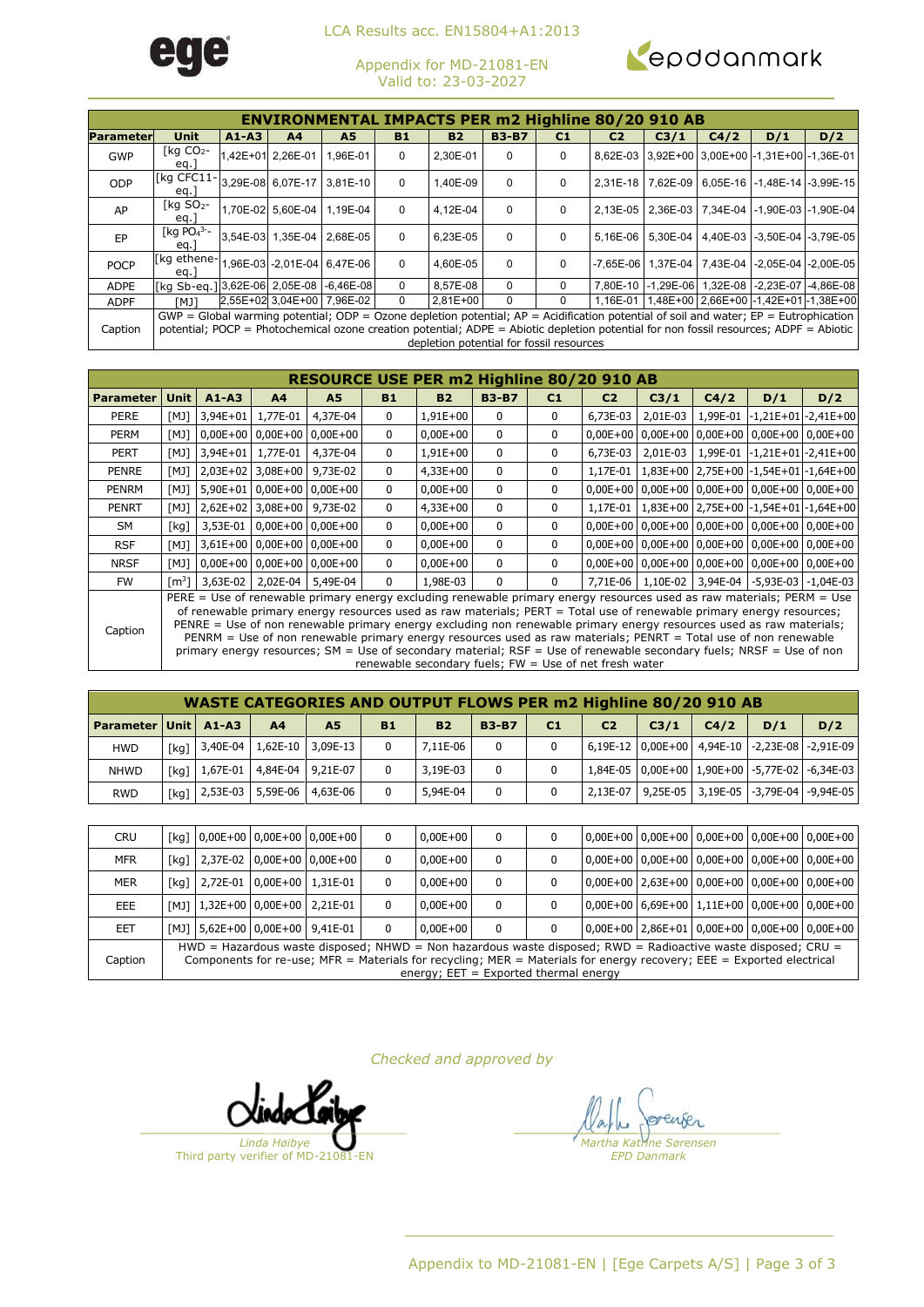LCA Results acc. EN15804+A1:2013

Appendix for MD-21081-EN
Valid to: 23-03-2027

| ENVIRONMENTAL IMPACTS PER m2 Highline 80/20 910 AB | | | | | | | | | | | | | |
|---|---|---|---|---|---|---|---|---|---|---|---|---|---|
| Parameter | Unit | A1-A3 | A4 | A5 | B1 | B2 | B3-B7 | C1 | C2 | C3/1 | C4/2 | D/1 | D/2 |
| GWP | [kg $CO_2$-eq.] | 1,42E+01 | 2,26E-01 | 1,96E-01 | 0 | 2,30E-01 | 0 | 0 | 8,62E-03 | 3,92E+00 | 3,00E+00 | -1,31E+00 | -1,36E-01 |
| ODP | [kg CFC11-eq.] | 3,29E-08 | 6,07E-17 | 3,81E-10 | 0 | 1,40E-09 | 0 | 0 | 2,31E-18 | 7,62E-09 | 6,05E-16 | -1,48E-14 | -3,99E-15 |
| AP | [kg $SO_2$-eq.] | 1,70E-02 | 5,60E-04 | 1,19E-04 | 0 | 4,12E-04 | 0 | 0 | 2,13E-05 | 2,36E-03 | 7,34E-04 | -1,90E-03 | -1,90E-04 |
| EP | [kg $PO_4^{3-}$-eq.] | 3,54E-03 | 1,35E-04 | 2,68E-05 | 0 | 6,23E-05 | 0 | 0 | 5,16E-06 | 5,30E-04 | 4,40E-03 | -3,50E-04 | -3,79E-05 |
| POCP | [kg ethene-eq.] | 1,96E-03 | -2,01E-04 | 6,47E-06 | 0 | 4,60E-05 | 0 | 0 | -7,65E-06 | 1,37E-04 | 7,43E-04 | -2,05E-04 | -2,00E-05 |
| ADPE | [kg Sb-eq.] | 3,62E-06 | 2,05E-08 | -6,46E-08 | 0 | 8,57E-08 | 0 | 0 | 7,80E-10 | -1,29E-06 | 1,32E-08 | -2,23E-07 | -4,86E-08 |
| ADPF | [MJ] | 2,55E+02 | 3,04E+00 | 7,96E-02 | 0 | 2,81E+00 | 0 | 0 | 1,16E-01 | 1,48E+00 | 2,66E+00 | -1,42E+01 | -1,38E+00 |
| Caption | GWP = Global warming potential; ODP = Ozone depletion potential; AP = Acidification potential of soil and water; EP = Eutrophication potential; POCP = Photochemical ozone creation potential; ADPE = Abiotic depletion potential for non fossil resources; ADPF = Abiotic depletion potential for fossil resources | | | | | | | | | | | | |

| RESOURCE USE PER m2 Highline 80/20 910 AB | | | | | | | | | | | | | |
|---|---|---|---|---|---|---|---|---|---|---|---|---|---|
| Parameter | Unit | A1-A3 | A4 | A5 | B1 | B2 | B3-B7 | C1 | C2 | C3/1 | C4/2 | D/1 | D/2 |
| PERE | [MJ] | 3,94E+01 | 1,77E-01 | 4,37E-04 | 0 | 1,91E+00 | 0 | 0 | 6,73E-03 | 2,01E-03 | 1,99E-01 | -1,21E+01 | -2,41E+00 |
| PERM | [MJ] | 0,00E+00 | 0,00E+00 | 0,00E+00 | 0 | 0,00E+00 | 0 | 0 | 0,00E+00 | 0,00E+00 | 0,00E+00 | 0,00E+00 | 0,00E+00 |
| PERT | [MJ] | 3,94E+01 | 1,77E-01 | 4,37E-04 | 0 | 1,91E+00 | 0 | 0 | 6,73E-03 | 2,01E-03 | 1,99E-01 | -1,21E+01 | -2,41E+00 |
| PENRE | [MJ] | 2,03E+02 | 3,08E+00 | 9,73E-02 | 0 | 4,33E+00 | 0 | 0 | 1,17E-01 | 1,83E+00 | 2,75E+00 | -1,54E+01 | -1,64E+00 |
| PENRM | [MJ] | 5,90E+01 | 0,00E+00 | 0,00E+00 | 0 | 0,00E+00 | 0 | 0 | 0,00E+00 | 0,00E+00 | 0,00E+00 | 0,00E+00 | 0,00E+00 |
| PENRT | [MJ] | 2,62E+02 | 3,08E+00 | 9,73E-02 | 0 | 4,33E+00 | 0 | 0 | 1,17E-01 | 1,83E+00 | 2,75E+00 | -1,54E+01 | -1,64E+00 |
| SM | [kg] | 3,53E-01 | 0,00E+00 | 0,00E+00 | 0 | 0,00E+00 | 0 | 0 | 0,00E+00 | 0,00E+00 | 0,00E+00 | 0,00E+00 | 0,00E+00 |
| RSF | [MJ] | 3,61E+00 | 0,00E+00 | 0,00E+00 | 0 | 0,00E+00 | 0 | 0 | 0,00E+00 | 0,00E+00 | 0,00E+00 | 0,00E+00 | 0,00E+00 |
| NRSF | [MJ] | 0,00E+00 | 0,00E+00 | 0,00E+00 | 0 | 0,00E+00 | 0 | 0 | 0,00E+00 | 0,00E+00 | 0,00E+00 | 0,00E+00 | 0,00E+00 |
| FW | [$m^3$] | 3,63E-02 | 2,02E-04 | 5,49E-04 | 0 | 1,98E-03 | 0 | 0 | 7,71E-06 | 1,10E-02 | 3,94E-04 | -5,93E-03 | -1,04E-03 |
| Caption | PERE = Use of renewable primary energy excluding renewable primary energy resources used as raw materials; PERM = Use of renewable primary energy resources used as raw materials; PERT = Total use of renewable primary energy resources; PENRE = Use of non renewable primary energy excluding non renewable primary energy resources used as raw materials; PENRM = Use of non renewable primary energy resources used as raw materials; PENRT = Total use of non renewable primary energy resources; SM = Use of secondary material; RSF = Use of renewable secondary fuels; NRSF = Use of non renewable secondary fuels; FW = Use of net fresh water | | | | | | | | | | | | |

| WASTE CATEGORIES AND OUTPUT FLOWS PER m2 Highline 80/20 910 AB | | | | | | | | | | | | | |
|---|---|---|---|---|---|---|---|---|---|---|---|---|---|
| Parameter | Unit | A1-A3 | A4 | A5 | B1 | B2 | B3-B7 | C1 | C2 | C3/1 | C4/2 | D/1 | D/2 |
| HWD | [kg] | 3,40E-04 | 1,62E-10 | 3,09E-13 | 0 | 7,11E-06 | 0 | 0 | 6,19E-12 | 0,00E+00 | 4,94E-10 | -2,23E-08 | -2,91E-09 |
| NHWD | [kg] | 1,67E-01 | 4,84E-04 | 9,21E-07 | 0 | 3,19E-03 | 0 | 0 | 1,84E-05 | 0,00E+00 | 1,90E+00 | -5,77E-02 | -6,34E-03 |
| RWD | [kg] | 2,53E-03 | 5,59E-06 | 4,63E-06 | 0 | 5,94E-04 | 0 | 0 | 2,13E-07 | 9,25E-05 | 3,19E-05 | -3,79E-04 | -9,94E-05 |
| CRU | [kg] | 0,00E+00 | 0,00E+00 | 0,00E+00 | 0 | 0,00E+00 | 0 | 0 | 0,00E+00 | 0,00E+00 | 0,00E+00 | 0,00E+00 | 0,00E+00 |
| MFR | [kg] | 2,37E-02 | 0,00E+00 | 0,00E+00 | 0 | 0,00E+00 | 0 | 0 | 0,00E+00 | 0,00E+00 | 0,00E+00 | 0,00E+00 | 0,00E+00 |
| MER | [kg] | 2,72E-01 | 0,00E+00 | 1,31E-01 | 0 | 0,00E+00 | 0 | 0 | 0,00E+00 | 2,63E+00 | 0,00E+00 | 0,00E+00 | 0,00E+00 |
| EEE | [MJ] | 1,32E+00 | 0,00E+00 | 2,21E-01 | 0 | 0,00E+00 | 0 | 0 | 0,00E+00 | 6,69E+00 | 1,11E+00 | 0,00E+00 | 0,00E+00 |
| EET | [MJ] | 5,62E+00 | 0,00E+00 | 9,41E-01 | 0 | 0,00E+00 | 0 | 0 | 0,00E+00 | 2,86E+01 | 0,00E+00 | 0,00E+00 | 0,00E+00 |
| Caption | HWD = Hazardous waste disposed; NHWD = Non hazardous waste disposed; RWD = Radioactive waste disposed; CRU = Components for re-use; MFR = Materials for recycling; MER = Materials for energy recovery; EEE = Exported electrical energy; EET = Exported thermal energy | | | | | | | | | | | | |

*Checked and approved by*

*Linda Høibye*
Third party verifier of MD-21081-EN

*Martha Katrine Sørensen*
*EPD Danmark*

Appendix to MD-21081-EN | [Ege Carpets A/S] | Page 3 of 3